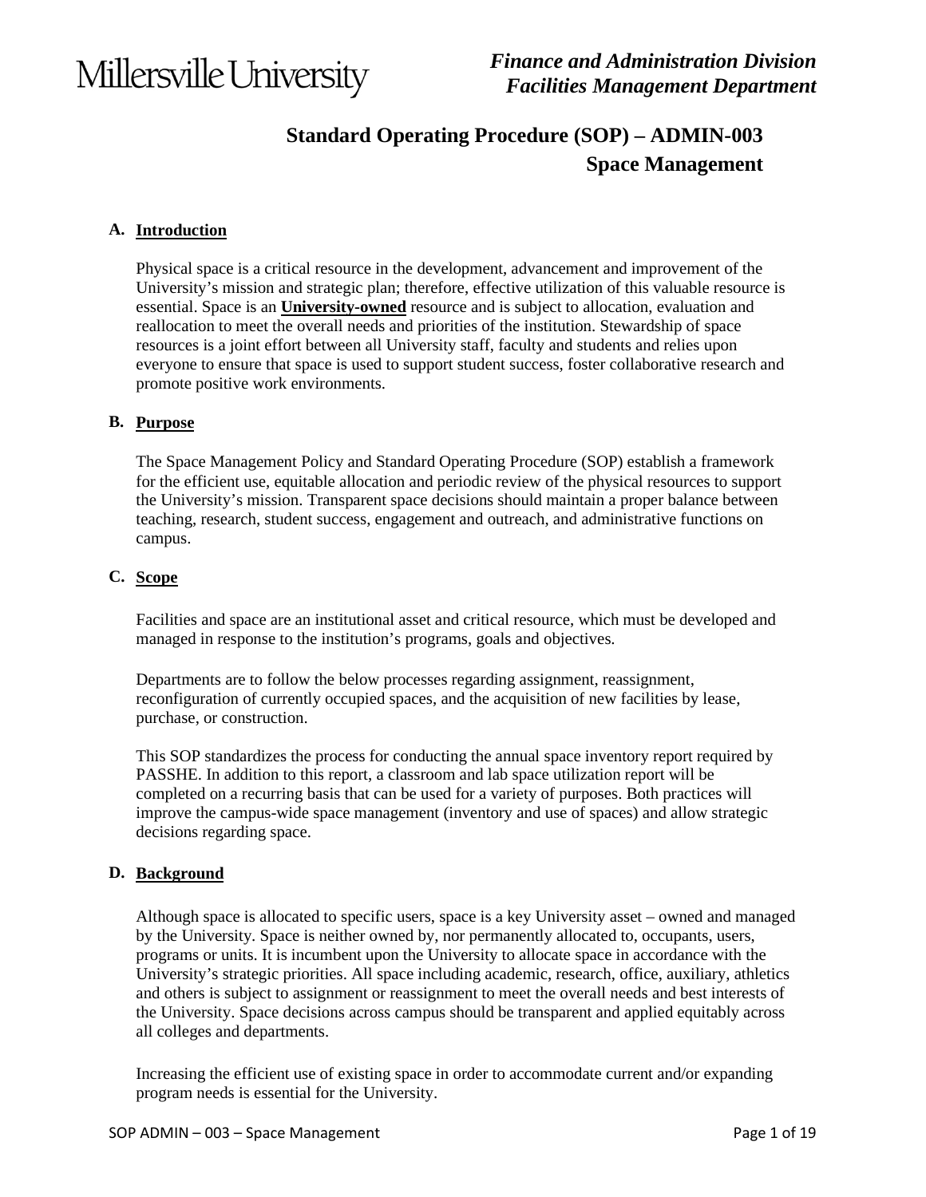Millersville University

*Finance and Administration Division*
*Facilities Management Department*

# Standard Operating Procedure (SOP) – ADMIN-003
# Space Management

## A. Introduction

Physical space is a critical resource in the development, advancement and improvement of the University's mission and strategic plan; therefore, effective utilization of this valuable resource is essential. Space is an **University-owned** resource and is subject to allocation, evaluation and reallocation to meet the overall needs and priorities of the institution. Stewardship of space resources is a joint effort between all University staff, faculty and students and relies upon everyone to ensure that space is used to support student success, foster collaborative research and promote positive work environments.

## B. Purpose

The Space Management Policy and Standard Operating Procedure (SOP) establish a framework for the efficient use, equitable allocation and periodic review of the physical resources to support the University's mission. Transparent space decisions should maintain a proper balance between teaching, research, student success, engagement and outreach, and administrative functions on campus.

## C. Scope

Facilities and space are an institutional asset and critical resource, which must be developed and managed in response to the institution's programs, goals and objectives.

Departments are to follow the below processes regarding assignment, reassignment, reconfiguration of currently occupied spaces, and the acquisition of new facilities by lease, purchase, or construction.

This SOP standardizes the process for conducting the annual space inventory report required by PASSHE. In addition to this report, a classroom and lab space utilization report will be completed on a recurring basis that can be used for a variety of purposes. Both practices will improve the campus-wide space management (inventory and use of spaces) and allow strategic decisions regarding space.

## D. Background

Although space is allocated to specific users, space is a key University asset – owned and managed by the University. Space is neither owned by, nor permanently allocated to, occupants, users, programs or units. It is incumbent upon the University to allocate space in accordance with the University's strategic priorities. All space including academic, research, office, auxiliary, athletics and others is subject to assignment or reassignment to meet the overall needs and best interests of the University. Space decisions across campus should be transparent and applied equitably across all colleges and departments.

Increasing the efficient use of existing space in order to accommodate current and/or expanding program needs is essential for the University.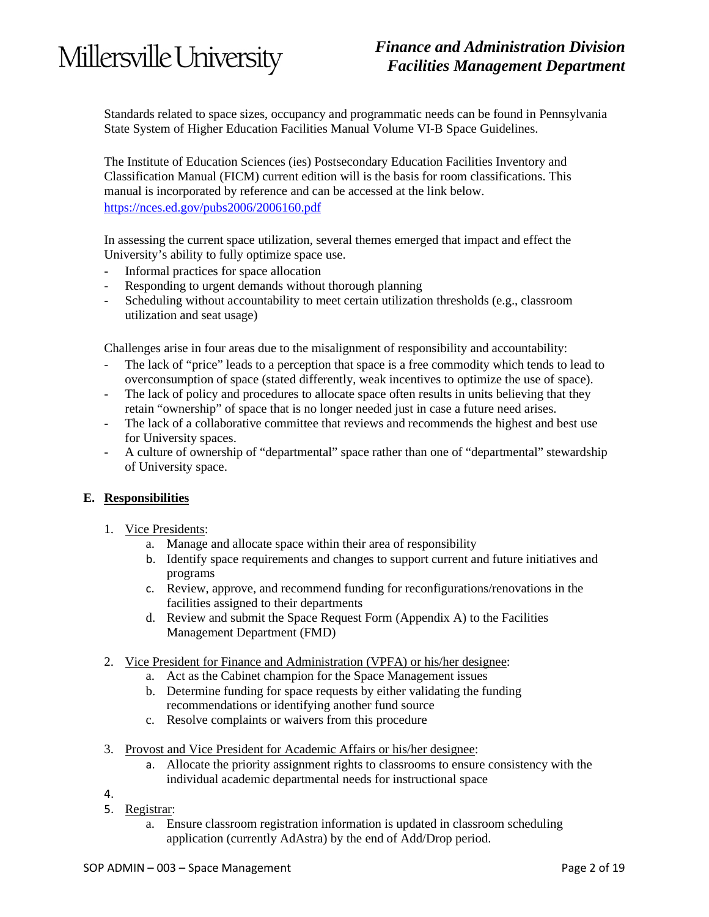Standards related to space sizes, occupancy and programmatic needs can be found in Pennsylvania State System of Higher Education Facilities Manual Volume VI-B Space Guidelines.

The Institute of Education Sciences (ies) Postsecondary Education Facilities Inventory and Classification Manual (FICM) current edition will is the basis for room classifications. This manual is incorporated by reference and can be accessed at the link below.
https://nces.ed.gov/pubs2006/2006160.pdf

In assessing the current space utilization, several themes emerged that impact and effect the University's ability to fully optimize space use.

- Informal practices for space allocation
- Responding to urgent demands without thorough planning
- Scheduling without accountability to meet certain utilization thresholds (e.g., classroom utilization and seat usage)

Challenges arise in four areas due to the misalignment of responsibility and accountability:

- The lack of "price" leads to a perception that space is a free commodity which tends to lead to overconsumption of space (stated differently, weak incentives to optimize the use of space).
- The lack of policy and procedures to allocate space often results in units believing that they retain "ownership" of space that is no longer needed just in case a future need arises.
- The lack of a collaborative committee that reviews and recommends the highest and best use for University spaces.
- A culture of ownership of "departmental" space rather than one of "departmental" stewardship of University space.

## E. Responsibilities

1. Vice Presidents:
    a. Manage and allocate space within their area of responsibility
    b. Identify space requirements and changes to support current and future initiatives and programs
    c. Review, approve, and recommend funding for reconfigurations/renovations in the facilities assigned to their departments
    d. Review and submit the Space Request Form (Appendix A) to the Facilities Management Department (FMD)

2. Vice President for Finance and Administration (VPFA) or his/her designee:
    a. Act as the Cabinet champion for the Space Management issues
    b. Determine funding for space requests by either validating the funding recommendations or identifying another fund source
    c. Resolve complaints or waivers from this procedure

3. Provost and Vice President for Academic Affairs or his/her designee:
    a. Allocate the priority assignment rights to classrooms to ensure consistency with the individual academic departmental needs for instructional space

4. 

5. Registrar:
    a. Ensure classroom registration information is updated in classroom scheduling application (currently AdAstra) by the end of Add/Drop period.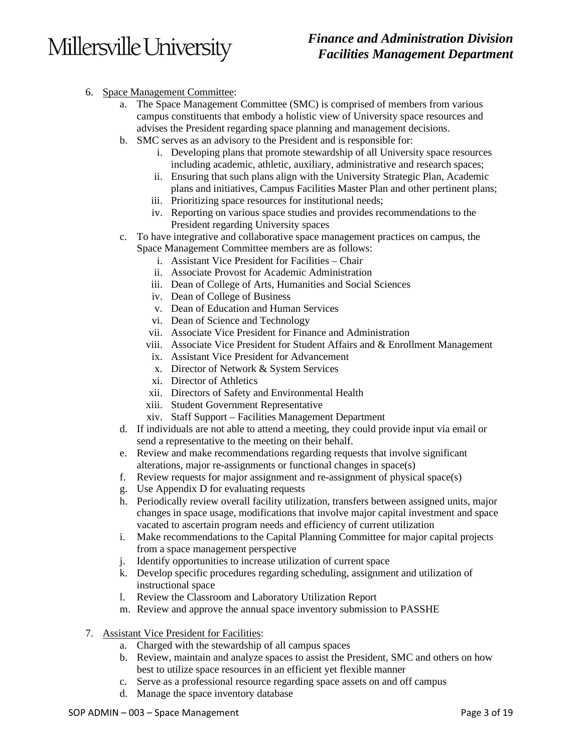6. Space Management Committee:
   a. The Space Management Committee (SMC) is comprised of members from various campus constituents that embody a holistic view of University space resources and advises the President regarding space planning and management decisions.
   b. SMC serves as an advisory to the President and is responsible for:
      i. Developing plans that promote stewardship of all University space resources including academic, athletic, auxiliary, administrative and research spaces;
      ii. Ensuring that such plans align with the University Strategic Plan, Academic plans and initiatives, Campus Facilities Master Plan and other pertinent plans;
      iii. Prioritizing space resources for institutional needs;
      iv. Reporting on various space studies and provides recommendations to the President regarding University spaces
   c. To have integrative and collaborative space management practices on campus, the Space Management Committee members are as follows:
      i. Assistant Vice President for Facilities – Chair
      ii. Associate Provost for Academic Administration
      iii. Dean of College of Arts, Humanities and Social Sciences
      iv. Dean of College of Business
      v. Dean of Education and Human Services
      vi. Dean of Science and Technology
      vii. Associate Vice President for Finance and Administration
      viii. Associate Vice President for Student Affairs and & Enrollment Management
      ix. Assistant Vice President for Advancement
      x. Director of Network & System Services
      xi. Director of Athletics
      xii. Directors of Safety and Environmental Health
      xiii. Student Government Representative
      xiv. Staff Support – Facilities Management Department
   d. If individuals are not able to attend a meeting, they could provide input via email or send a representative to the meeting on their behalf.
   e. Review and make recommendations regarding requests that involve significant alterations, major re-assignments or functional changes in space(s)
   f. Review requests for major assignment and re-assignment of physical space(s)
   g. Use Appendix D for evaluating requests
   h. Periodically review overall facility utilization, transfers between assigned units, major changes in space usage, modifications that involve major capital investment and space vacated to ascertain program needs and efficiency of current utilization
   i. Make recommendations to the Capital Planning Committee for major capital projects from a space management perspective
   j. Identify opportunities to increase utilization of current space
   k. Develop specific procedures regarding scheduling, assignment and utilization of instructional space
   l. Review the Classroom and Laboratory Utilization Report
   m. Review and approve the annual space inventory submission to PASSHE

7. Assistant Vice President for Facilities:
   a. Charged with the stewardship of all campus spaces
   b. Review, maintain and analyze spaces to assist the President, SMC and others on how best to utilize space resources in an efficient yet flexible manner
   c. Serve as a professional resource regarding space assets on and off campus
   d. Manage the space inventory database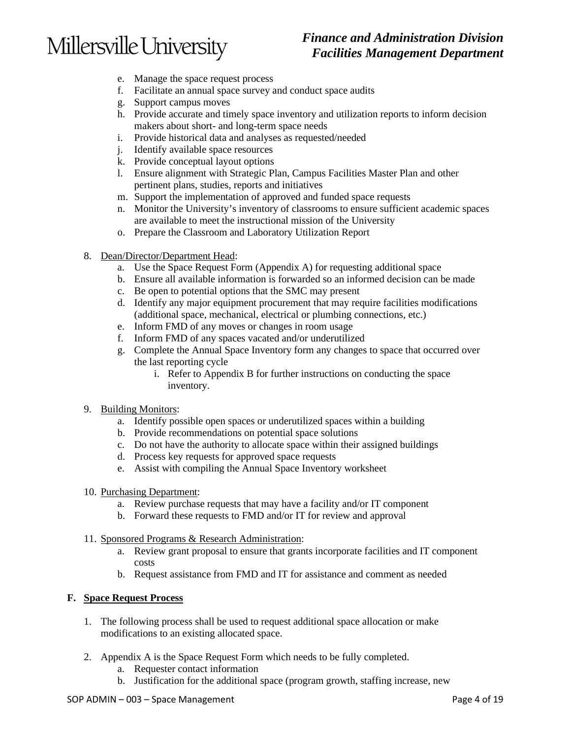e. Manage the space request process
   f. Facilitate an annual space survey and conduct space audits
   g. Support campus moves
   h. Provide accurate and timely space inventory and utilization reports to inform decision makers about short- and long-term space needs
   i. Provide historical data and analyses as requested/needed
   j. Identify available space resources
   k. Provide conceptual layout options
   l. Ensure alignment with Strategic Plan, Campus Facilities Master Plan and other pertinent plans, studies, reports and initiatives
   m. Support the implementation of approved and funded space requests
   n. Monitor the University's inventory of classrooms to ensure sufficient academic spaces are available to meet the instructional mission of the University
   o. Prepare the Classroom and Laboratory Utilization Report

8. <u>Dean/Director/Department Head</u>:
   a. Use the Space Request Form (Appendix A) for requesting additional space
   b. Ensure all available information is forwarded so an informed decision can be made
   c. Be open to potential options that the SMC may present
   d. Identify any major equipment procurement that may require facilities modifications (additional space, mechanical, electrical or plumbing connections, etc.)
   e. Inform FMD of any moves or changes in room usage
   f. Inform FMD of any spaces vacated and/or underutilized
   g. Complete the Annual Space Inventory form any changes to space that occurred over the last reporting cycle
      i. Refer to Appendix B for further instructions on conducting the space inventory.

9. <u>Building Monitors</u>:
   a. Identify possible open spaces or underutilized spaces within a building
   b. Provide recommendations on potential space solutions
   c. Do not have the authority to allocate space within their assigned buildings
   d. Process key requests for approved space requests
   e. Assist with compiling the Annual Space Inventory worksheet

10. <u>Purchasing Department</u>:
    a. Review purchase requests that may have a facility and/or IT component
    b. Forward these requests to FMD and/or IT for review and approval

11. <u>Sponsored Programs & Research Administration</u>:
    a. Review grant proposal to ensure that grants incorporate facilities and IT component costs
    b. Request assistance from FMD and IT for assistance and comment as needed

**F. <u>Space Request Process</u>**

1. The following process shall be used to request additional space allocation or make modifications to an existing allocated space.

2. Appendix A is the Space Request Form which needs to be fully completed.
   a. Requester contact information
   b. Justification for the additional space (program growth, staffing increase, new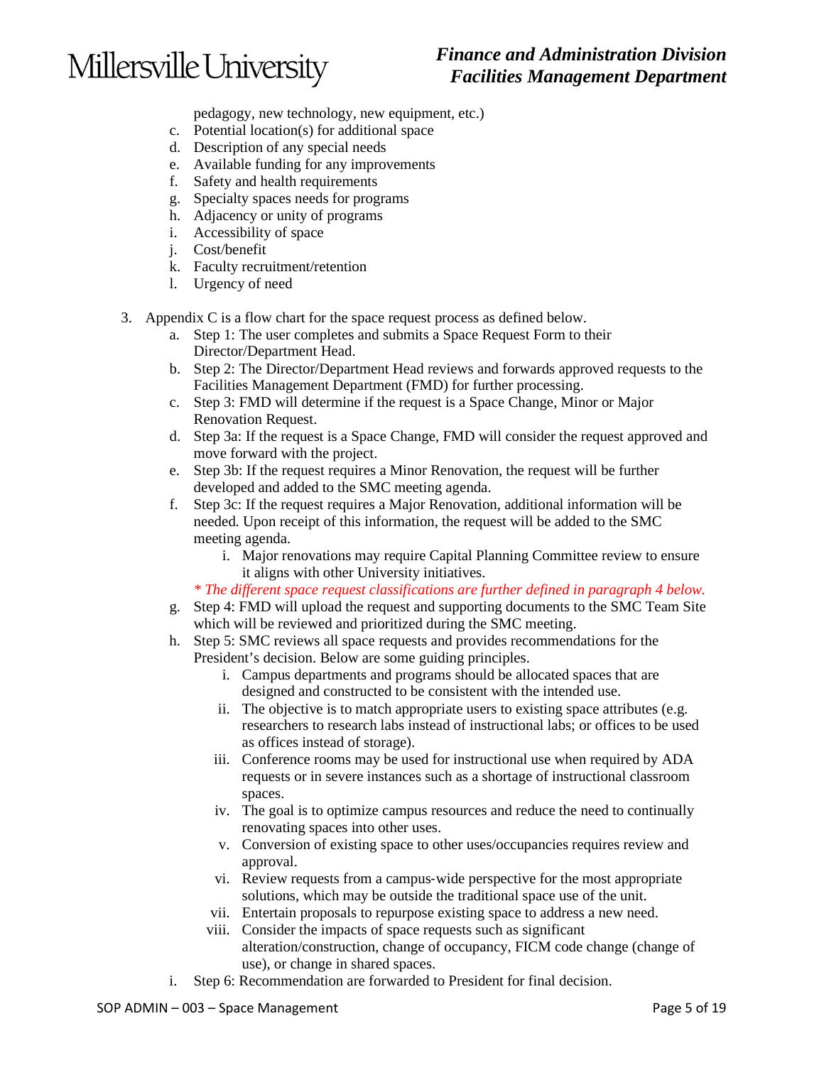pedagogy, new technology, new equipment, etc.)

   c. Potential location(s) for additional space
   d. Description of any special needs
   e. Available funding for any improvements
   f. Safety and health requirements
   g. Specialty spaces needs for programs
   h. Adjacency or unity of programs
   i. Accessibility of space
   j. Cost/benefit
   k. Faculty recruitment/retention
   l. Urgency of need

3. Appendix C is a flow chart for the space request process as defined below.
   a. Step 1: The user completes and submits a Space Request Form to their Director/Department Head.
   b. Step 2: The Director/Department Head reviews and forwards approved requests to the Facilities Management Department (FMD) for further processing.
   c. Step 3: FMD will determine if the request is a Space Change, Minor or Major Renovation Request.
   d. Step 3a: If the request is a Space Change, FMD will consider the request approved and move forward with the project.
   e. Step 3b: If the request requires a Minor Renovation, the request will be further developed and added to the SMC meeting agenda.
   f. Step 3c: If the request requires a Major Renovation, additional information will be needed. Upon receipt of this information, the request will be added to the SMC meeting agenda.
      i. Major renovations may require Capital Planning Committee review to ensure it aligns with other University initiatives.

   *\* The different space request classifications are further defined in paragraph 4 below.*

   g. Step 4: FMD will upload the request and supporting documents to the SMC Team Site which will be reviewed and prioritized during the SMC meeting.
   h. Step 5: SMC reviews all space requests and provides recommendations for the President's decision. Below are some guiding principles.
      i. Campus departments and programs should be allocated spaces that are designed and constructed to be consistent with the intended use.
      ii. The objective is to match appropriate users to existing space attributes (e.g. researchers to research labs instead of instructional labs; or offices to be used as offices instead of storage).
      iii. Conference rooms may be used for instructional use when required by ADA requests or in severe instances such as a shortage of instructional classroom spaces.
      iv. The goal is to optimize campus resources and reduce the need to continually renovating spaces into other uses.
      v. Conversion of existing space to other uses/occupancies requires review and approval.
      vi. Review requests from a campus-wide perspective for the most appropriate solutions, which may be outside the traditional space use of the unit.
      vii. Entertain proposals to repurpose existing space to address a new need.
      viii. Consider the impacts of space requests such as significant alteration/construction, change of occupancy, FICM code change (change of use), or change in shared spaces.
   i. Step 6: Recommendation are forwarded to President for final decision.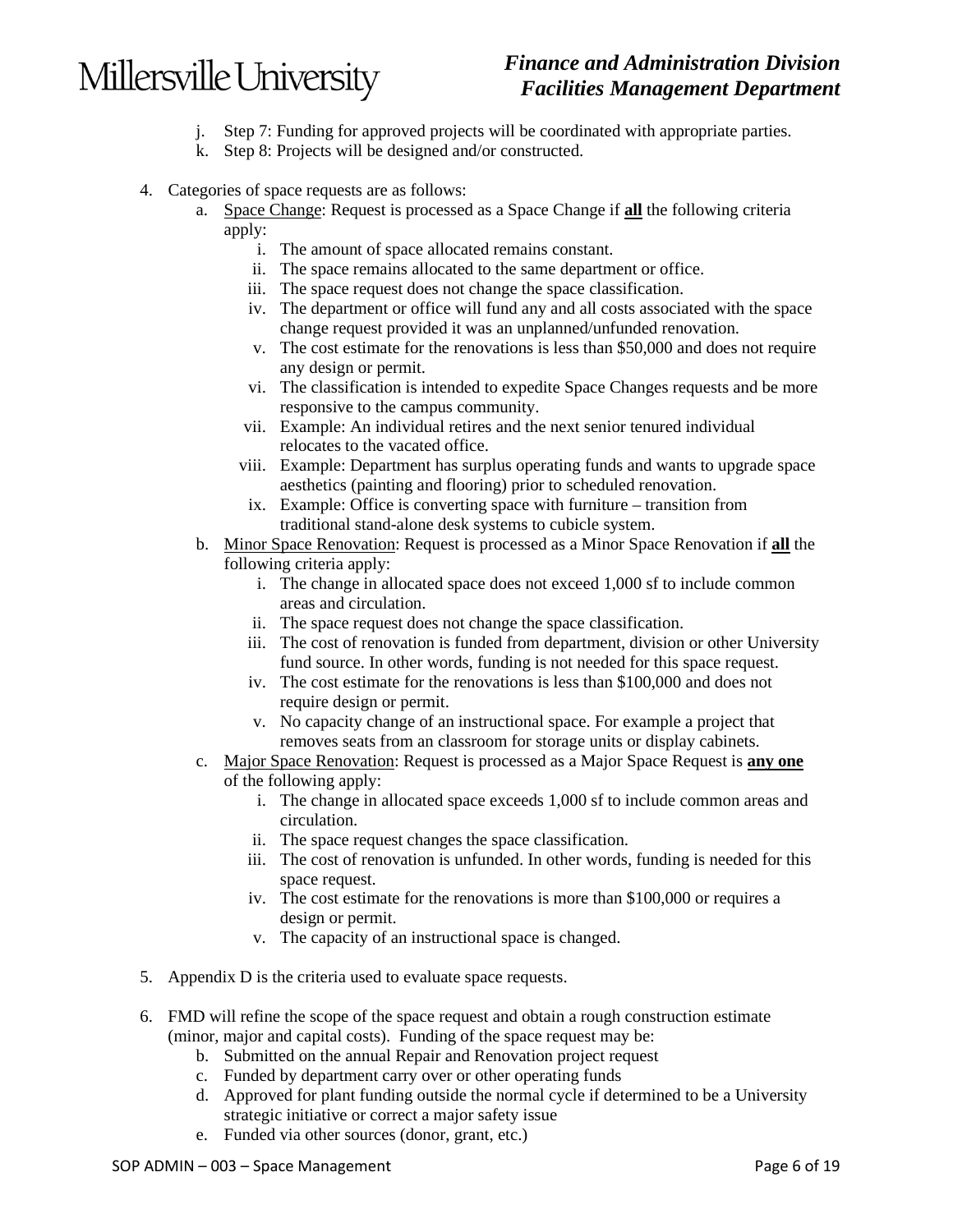j. Step 7: Funding for approved projects will be coordinated with appropriate parties.
k. Step 8: Projects will be designed and/or constructed.

4. Categories of space requests are as follows:
   a. <u>Space Change</u>: Request is processed as a Space Change if **<u>all</u>** the following criteria apply:
      i. The amount of space allocated remains constant.
      ii. The space remains allocated to the same department or office.
      iii. The space request does not change the space classification.
      iv. The department or office will fund any and all costs associated with the space change request provided it was an unplanned/unfunded renovation.
      v. The cost estimate for the renovations is less than $50,000 and does not require any design or permit.
      vi. The classification is intended to expedite Space Changes requests and be more responsive to the campus community.
      vii. Example: An individual retires and the next senior tenured individual relocates to the vacated office.
      viii. Example: Department has surplus operating funds and wants to upgrade space aesthetics (painting and flooring) prior to scheduled renovation.
      ix. Example: Office is converting space with furniture – transition from traditional stand-alone desk systems to cubicle system.
   b. <u>Minor Space Renovation</u>: Request is processed as a Minor Space Renovation if **<u>all</u>** the following criteria apply:
      i. The change in allocated space does not exceed 1,000 sf to include common areas and circulation.
      ii. The space request does not change the space classification.
      iii. The cost of renovation is funded from department, division or other University fund source. In other words, funding is not needed for this space request.
      iv. The cost estimate for the renovations is less than $100,000 and does not require design or permit.
      v. No capacity change of an instructional space. For example a project that removes seats from an classroom for storage units or display cabinets.
   c. <u>Major Space Renovation</u>: Request is processed as a Major Space Request is **<u>any one</u>** of the following apply:
      i. The change in allocated space exceeds 1,000 sf to include common areas and circulation.
      ii. The space request changes the space classification.
      iii. The cost of renovation is unfunded. In other words, funding is needed for this space request.
      iv. The cost estimate for the renovations is more than $100,000 or requires a design or permit.
      v. The capacity of an instructional space is changed.

5. Appendix D is the criteria used to evaluate space requests.

6. FMD will refine the scope of the space request and obtain a rough construction estimate (minor, major and capital costs). Funding of the space request may be:
   b. Submitted on the annual Repair and Renovation project request
   c. Funded by department carry over or other operating funds
   d. Approved for plant funding outside the normal cycle if determined to be a University strategic initiative or correct a major safety issue
   e. Funded via other sources (donor, grant, etc.)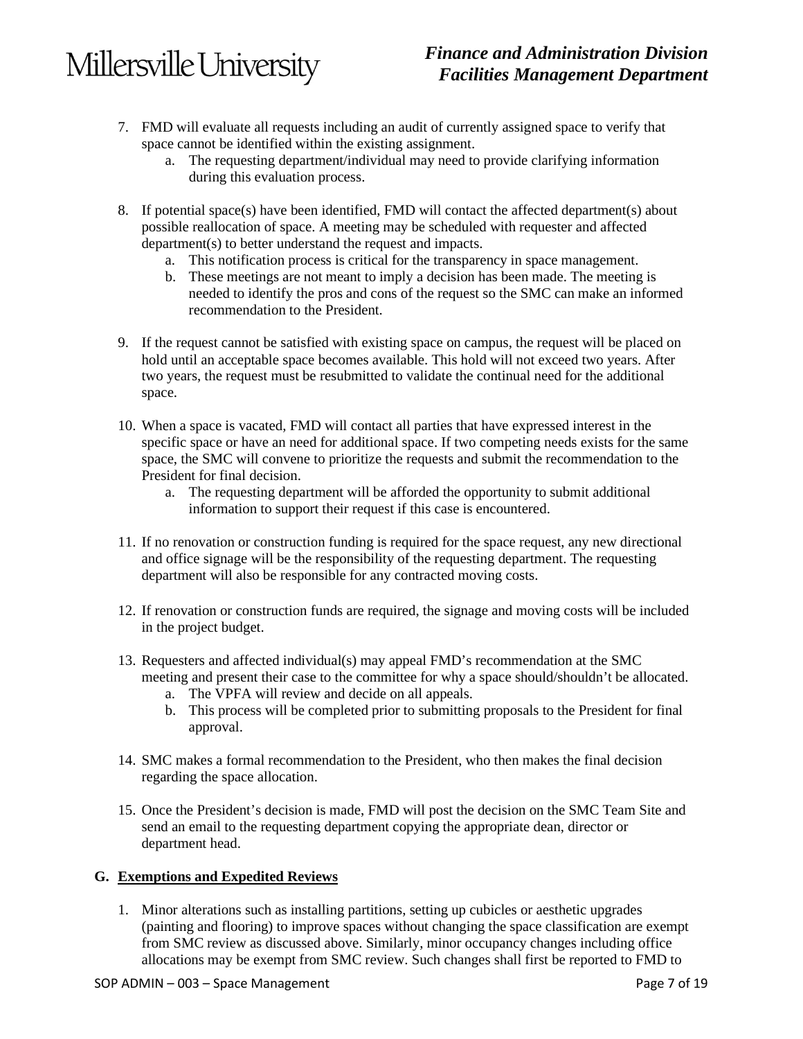7. FMD will evaluate all requests including an audit of currently assigned space to verify that space cannot be identified within the existing assignment.
    a. The requesting department/individual may need to provide clarifying information during this evaluation process.

8. If potential space(s) have been identified, FMD will contact the affected department(s) about possible reallocation of space. A meeting may be scheduled with requester and affected department(s) to better understand the request and impacts.
    a. This notification process is critical for the transparency in space management.
    b. These meetings are not meant to imply a decision has been made. The meeting is needed to identify the pros and cons of the request so the SMC can make an informed recommendation to the President.

9. If the request cannot be satisfied with existing space on campus, the request will be placed on hold until an acceptable space becomes available. This hold will not exceed two years. After two years, the request must be resubmitted to validate the continual need for the additional space.

10. When a space is vacated, FMD will contact all parties that have expressed interest in the specific space or have an need for additional space. If two competing needs exists for the same space, the SMC will convene to prioritize the requests and submit the recommendation to the President for final decision.
    a. The requesting department will be afforded the opportunity to submit additional information to support their request if this case is encountered.

11. If no renovation or construction funding is required for the space request, any new directional and office signage will be the responsibility of the requesting department. The requesting department will also be responsible for any contracted moving costs.

12. If renovation or construction funds are required, the signage and moving costs will be included in the project budget.

13. Requesters and affected individual(s) may appeal FMD's recommendation at the SMC meeting and present their case to the committee for why a space should/shouldn't be allocated.
    a. The VPFA will review and decide on all appeals.
    b. This process will be completed prior to submitting proposals to the President for final approval.

14. SMC makes a formal recommendation to the President, who then makes the final decision regarding the space allocation.

15. Once the President's decision is made, FMD will post the decision on the SMC Team Site and send an email to the requesting department copying the appropriate dean, director or department head.

### G. Exemptions and Expedited Reviews

1. Minor alterations such as installing partitions, setting up cubicles or aesthetic upgrades (painting and flooring) to improve spaces without changing the space classification are exempt from SMC review as discussed above. Similarly, minor occupancy changes including office allocations may be exempt from SMC review. Such changes shall first be reported to FMD to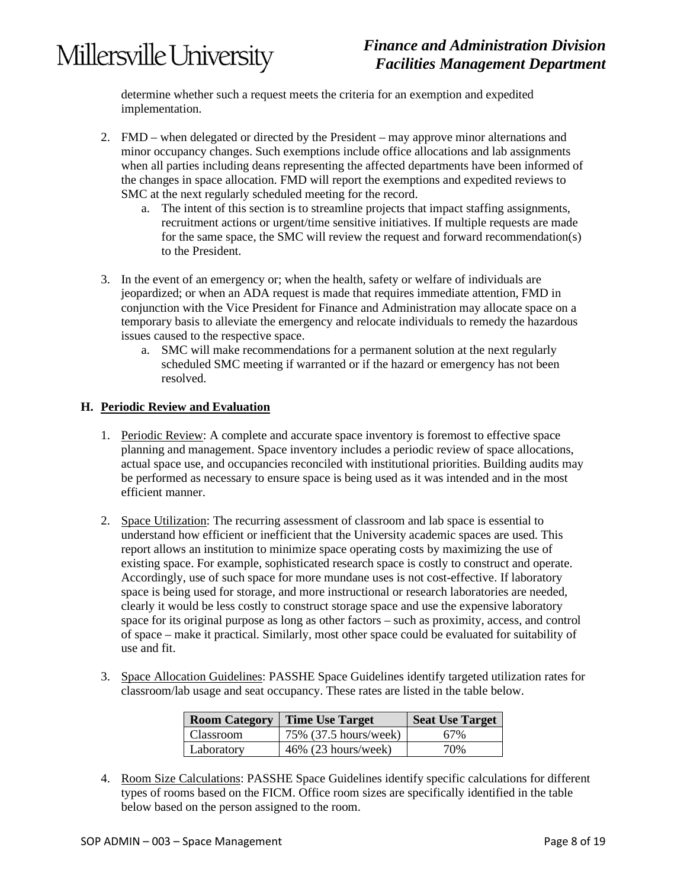determine whether such a request meets the criteria for an exemption and expedited implementation.

2. FMD – when delegated or directed by the President – may approve minor alternations and minor occupancy changes. Such exemptions include office allocations and lab assignments when all parties including deans representing the affected departments have been informed of the changes in space allocation. FMD will report the exemptions and expedited reviews to SMC at the next regularly scheduled meeting for the record.
   a. The intent of this section is to streamline projects that impact staffing assignments, recruitment actions or urgent/time sensitive initiatives. If multiple requests are made for the same space, the SMC will review the request and forward recommendation(s) to the President.

3. In the event of an emergency or; when the health, safety or welfare of individuals are jeopardized; or when an ADA request is made that requires immediate attention, FMD in conjunction with the Vice President for Finance and Administration may allocate space on a temporary basis to alleviate the emergency and relocate individuals to remedy the hazardous issues caused to the respective space.
   a. SMC will make recommendations for a permanent solution at the next regularly scheduled SMC meeting if warranted or if the hazard or emergency has not been resolved.

## H. Periodic Review and Evaluation

1. Periodic Review: A complete and accurate space inventory is foremost to effective space planning and management. Space inventory includes a periodic review of space allocations, actual space use, and occupancies reconciled with institutional priorities. Building audits may be performed as necessary to ensure space is being used as it was intended and in the most efficient manner.

2. Space Utilization: The recurring assessment of classroom and lab space is essential to understand how efficient or inefficient that the University academic spaces are used. This report allows an institution to minimize space operating costs by maximizing the use of existing space. For example, sophisticated research space is costly to construct and operate. Accordingly, use of such space for more mundane uses is not cost-effective. If laboratory space is being used for storage, and more instructional or research laboratories are needed, clearly it would be less costly to construct storage space and use the expensive laboratory space for its original purpose as long as other factors – such as proximity, access, and control of space – make it practical. Similarly, most other space could be evaluated for suitability of use and fit.

3. Space Allocation Guidelines: PASSHE Space Guidelines identify targeted utilization rates for classroom/lab usage and seat occupancy. These rates are listed in the table below.

| Room Category | Time Use Target | Seat Use Target |
|---|---|---|
| Classroom | 75% (37.5 hours/week) | 67% |
| Laboratory | 46% (23 hours/week) | 70% |

4. Room Size Calculations: PASSHE Space Guidelines identify specific calculations for different types of rooms based on the FICM. Office room sizes are specifically identified in the table below based on the person assigned to the room.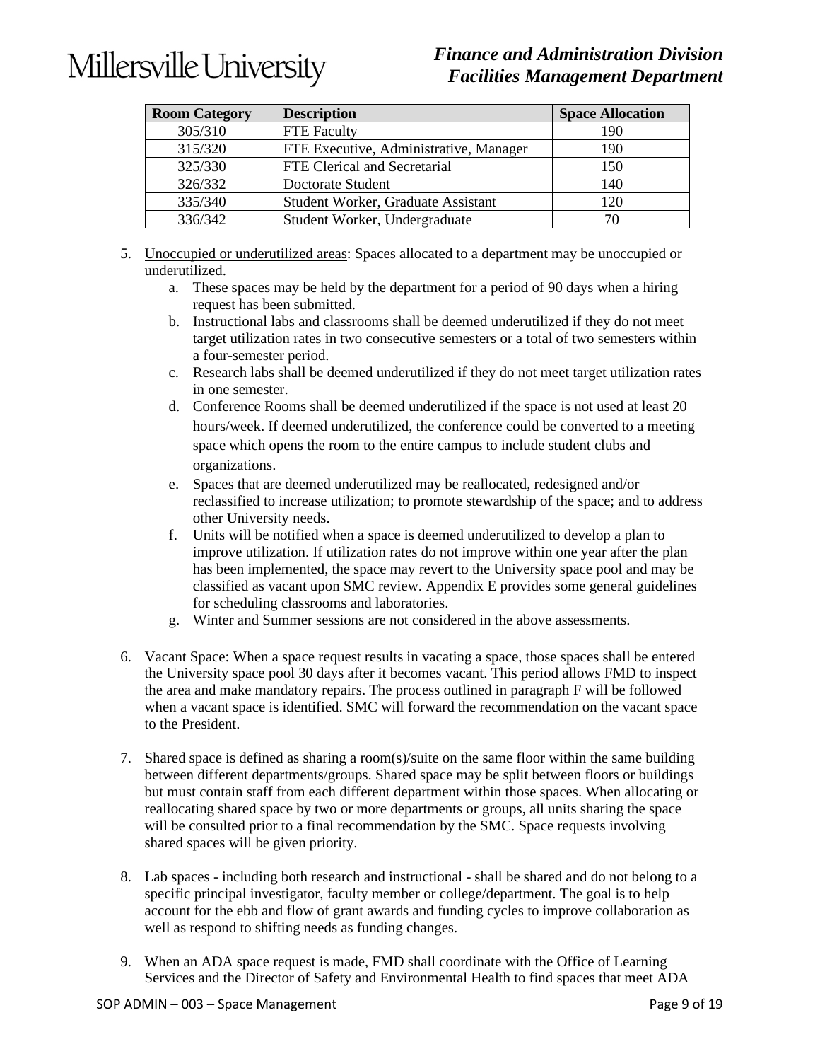| Room Category | Description | Space Allocation |
|---|---|---|
| 305/310 | FTE Faculty | 190 |
| 315/320 | FTE Executive, Administrative, Manager | 190 |
| 325/330 | FTE Clerical and Secretarial | 150 |
| 326/332 | Doctorate Student | 140 |
| 335/340 | Student Worker, Graduate Assistant | 120 |
| 336/342 | Student Worker, Undergraduate | 70 |

5. Unoccupied or underutilized areas: Spaces allocated to a department may be unoccupied or underutilized.
    a. These spaces may be held by the department for a period of 90 days when a hiring request has been submitted.
    b. Instructional labs and classrooms shall be deemed underutilized if they do not meet target utilization rates in two consecutive semesters or a total of two semesters within a four-semester period.
    c. Research labs shall be deemed underutilized if they do not meet target utilization rates in one semester.
    d. Conference Rooms shall be deemed underutilized if the space is not used at least 20 hours/week. If deemed underutilized, the conference could be converted to a meeting space which opens the room to the entire campus to include student clubs and organizations.
    e. Spaces that are deemed underutilized may be reallocated, redesigned and/or reclassified to increase utilization; to promote stewardship of the space; and to address other University needs.
    f. Units will be notified when a space is deemed underutilized to develop a plan to improve utilization. If utilization rates do not improve within one year after the plan has been implemented, the space may revert to the University space pool and may be classified as vacant upon SMC review. Appendix E provides some general guidelines for scheduling classrooms and laboratories.
    g. Winter and Summer sessions are not considered in the above assessments.

6. Vacant Space: When a space request results in vacating a space, those spaces shall be entered the University space pool 30 days after it becomes vacant. This period allows FMD to inspect the area and make mandatory repairs. The process outlined in paragraph F will be followed when a vacant space is identified. SMC will forward the recommendation on the vacant space to the President.

7. Shared space is defined as sharing a room(s)/suite on the same floor within the same building between different departments/groups. Shared space may be split between floors or buildings but must contain staff from each different department within those spaces. When allocating or reallocating shared space by two or more departments or groups, all units sharing the space will be consulted prior to a final recommendation by the SMC. Space requests involving shared spaces will be given priority.

8. Lab spaces - including both research and instructional - shall be shared and do not belong to a specific principal investigator, faculty member or college/department. The goal is to help account for the ebb and flow of grant awards and funding cycles to improve collaboration as well as respond to shifting needs as funding changes.

9. When an ADA space request is made, FMD shall coordinate with the Office of Learning Services and the Director of Safety and Environmental Health to find spaces that meet ADA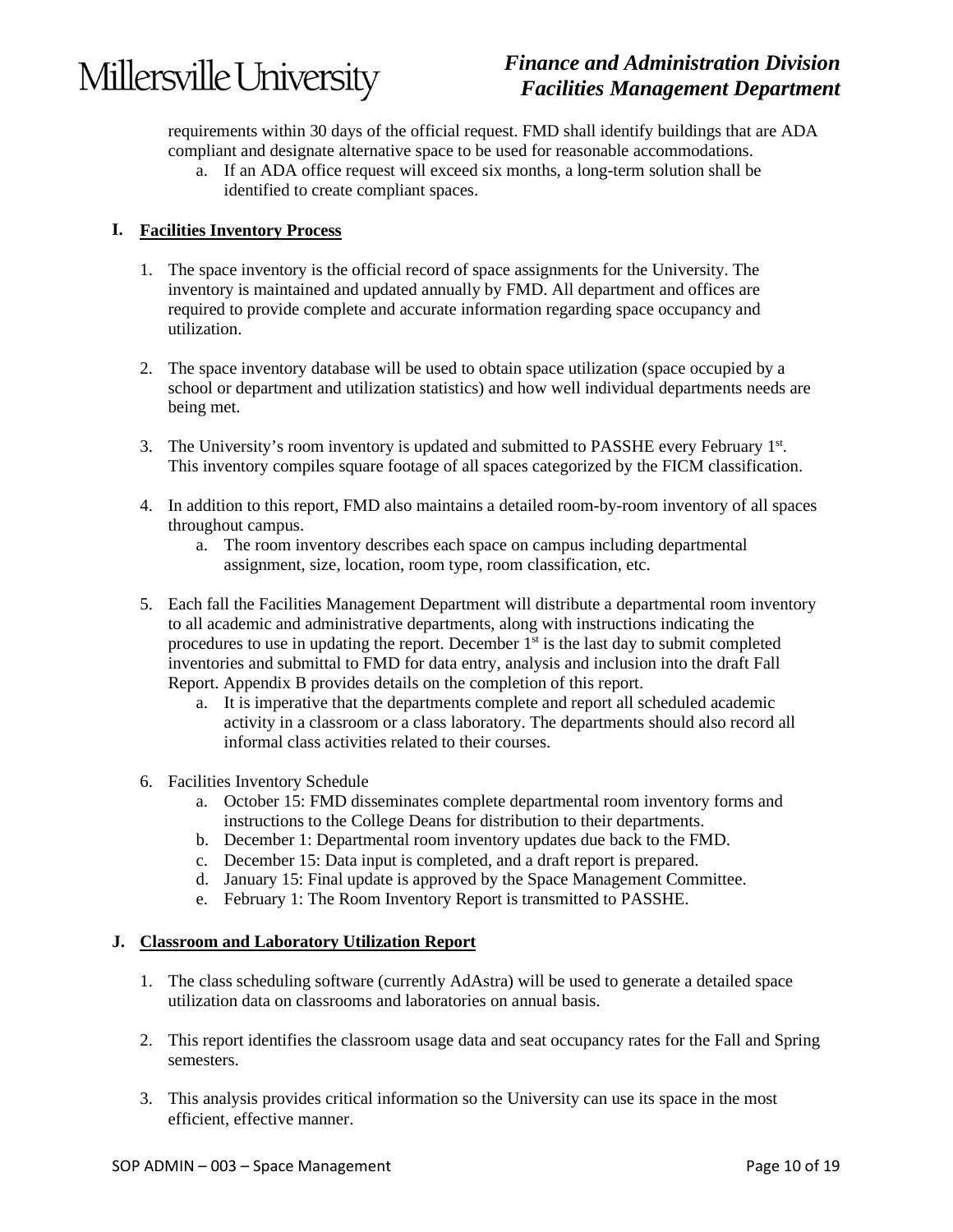requirements within 30 days of the official request. FMD shall identify buildings that are ADA compliant and designate alternative space to be used for reasonable accommodations.

   a. If an ADA office request will exceed six months, a long-term solution shall be identified to create compliant spaces.

## I. Facilities Inventory Process

1. The space inventory is the official record of space assignments for the University. The inventory is maintained and updated annually by FMD. All department and offices are required to provide complete and accurate information regarding space occupancy and utilization.

2. The space inventory database will be used to obtain space utilization (space occupied by a school or department and utilization statistics) and how well individual departments needs are being met.

3. The University's room inventory is updated and submitted to PASSHE every February 1st. This inventory compiles square footage of all spaces categorized by the FICM classification.

4. In addition to this report, FMD also maintains a detailed room-by-room inventory of all spaces throughout campus.
   a. The room inventory describes each space on campus including departmental assignment, size, location, room type, room classification, etc.

5. Each fall the Facilities Management Department will distribute a departmental room inventory to all academic and administrative departments, along with instructions indicating the procedures to use in updating the report. December 1st is the last day to submit completed inventories and submittal to FMD for data entry, analysis and inclusion into the draft Fall Report. Appendix B provides details on the completion of this report.
   a. It is imperative that the departments complete and report all scheduled academic activity in a classroom or a class laboratory. The departments should also record all informal class activities related to their courses.

6. Facilities Inventory Schedule
   a. October 15: FMD disseminates complete departmental room inventory forms and instructions to the College Deans for distribution to their departments.
   b. December 1: Departmental room inventory updates due back to the FMD.
   c. December 15: Data input is completed, and a draft report is prepared.
   d. January 15: Final update is approved by the Space Management Committee.
   e. February 1: The Room Inventory Report is transmitted to PASSHE.

## J. Classroom and Laboratory Utilization Report

1. The class scheduling software (currently AdAstra) will be used to generate a detailed space utilization data on classrooms and laboratories on annual basis.

2. This report identifies the classroom usage data and seat occupancy rates for the Fall and Spring semesters.

3. This analysis provides critical information so the University can use its space in the most efficient, effective manner.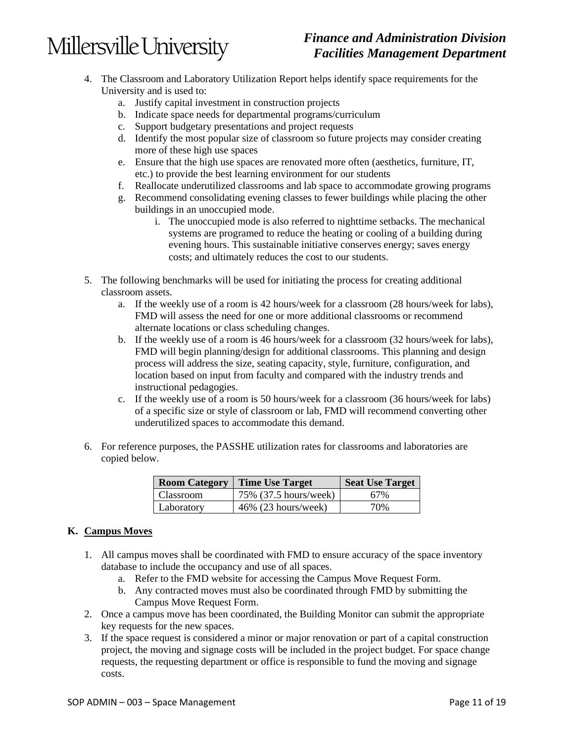4. The Classroom and Laboratory Utilization Report helps identify space requirements for the University and is used to:
    a. Justify capital investment in construction projects
    b. Indicate space needs for departmental programs/curriculum
    c. Support budgetary presentations and project requests
    d. Identify the most popular size of classroom so future projects may consider creating more of these high use spaces
    e. Ensure that the high use spaces are renovated more often (aesthetics, furniture, IT, etc.) to provide the best learning environment for our students
    f. Reallocate underutilized classrooms and lab space to accommodate growing programs
    g. Recommend consolidating evening classes to fewer buildings while placing the other buildings in an unoccupied mode.
        i. The unoccupied mode is also referred to nighttime setbacks. The mechanical systems are programed to reduce the heating or cooling of a building during evening hours. This sustainable initiative conserves energy; saves energy costs; and ultimately reduces the cost to our students.

5. The following benchmarks will be used for initiating the process for creating additional classroom assets.
    a. If the weekly use of a room is 42 hours/week for a classroom (28 hours/week for labs), FMD will assess the need for one or more additional classrooms or recommend alternate locations or class scheduling changes.
    b. If the weekly use of a room is 46 hours/week for a classroom (32 hours/week for labs), FMD will begin planning/design for additional classrooms. This planning and design process will address the size, seating capacity, style, furniture, configuration, and location based on input from faculty and compared with the industry trends and instructional pedagogies.
    c. If the weekly use of a room is 50 hours/week for a classroom (36 hours/week for labs) of a specific size or style of classroom or lab, FMD will recommend converting other underutilized spaces to accommodate this demand.

6. For reference purposes, the PASSHE utilization rates for classrooms and laboratories are copied below.

| Room Category | Time Use Target | Seat Use Target |
|---|---|---|
| Classroom | 75% (37.5 hours/week) | 67% |
| Laboratory | 46% (23 hours/week) | 70% |

### K. Campus Moves

1. All campus moves shall be coordinated with FMD to ensure accuracy of the space inventory database to include the occupancy and use of all spaces.
    a. Refer to the FMD website for accessing the Campus Move Request Form.
    b. Any contracted moves must also be coordinated through FMD by submitting the Campus Move Request Form.
2. Once a campus move has been coordinated, the Building Monitor can submit the appropriate key requests for the new spaces.
3. If the space request is considered a minor or major renovation or part of a capital construction project, the moving and signage costs will be included in the project budget. For space change requests, the requesting department or office is responsible to fund the moving and signage costs.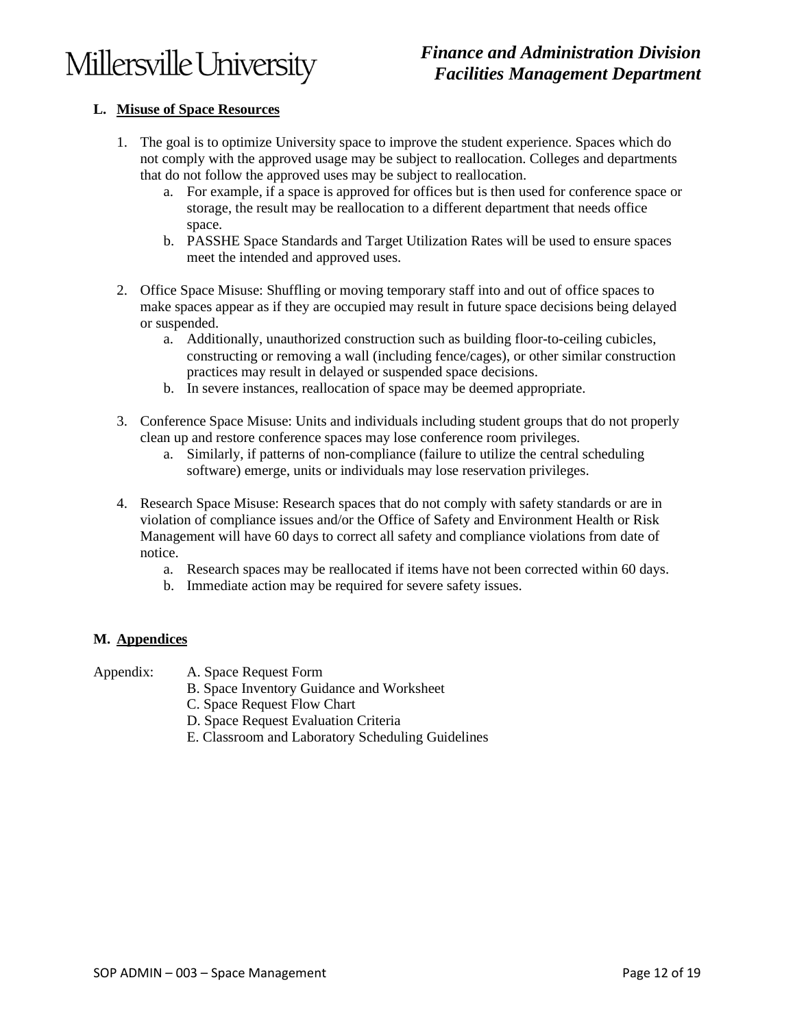## L. Misuse of Space Resources

1. The goal is to optimize University space to improve the student experience. Spaces which do not comply with the approved usage may be subject to reallocation. Colleges and departments that do not follow the approved uses may be subject to reallocation.
   a. For example, if a space is approved for offices but is then used for conference space or storage, the result may be reallocation to a different department that needs office space.
   b. PASSHE Space Standards and Target Utilization Rates will be used to ensure spaces meet the intended and approved uses.

2. Office Space Misuse: Shuffling or moving temporary staff into and out of office spaces to make spaces appear as if they are occupied may result in future space decisions being delayed or suspended.
   a. Additionally, unauthorized construction such as building floor-to-ceiling cubicles, constructing or removing a wall (including fence/cages), or other similar construction practices may result in delayed or suspended space decisions.
   b. In severe instances, reallocation of space may be deemed appropriate.

3. Conference Space Misuse: Units and individuals including student groups that do not properly clean up and restore conference spaces may lose conference room privileges.
   a. Similarly, if patterns of non-compliance (failure to utilize the central scheduling software) emerge, units or individuals may lose reservation privileges.

4. Research Space Misuse: Research spaces that do not comply with safety standards or are in violation of compliance issues and/or the Office of Safety and Environment Health or Risk Management will have 60 days to correct all safety and compliance violations from date of notice.
   a. Research spaces may be reallocated if items have not been corrected within 60 days.
   b. Immediate action may be required for severe safety issues.

## M. Appendices

Appendix:
- A. Space Request Form
- B. Space Inventory Guidance and Worksheet
- C. Space Request Flow Chart
- D. Space Request Evaluation Criteria
- E. Classroom and Laboratory Scheduling Guidelines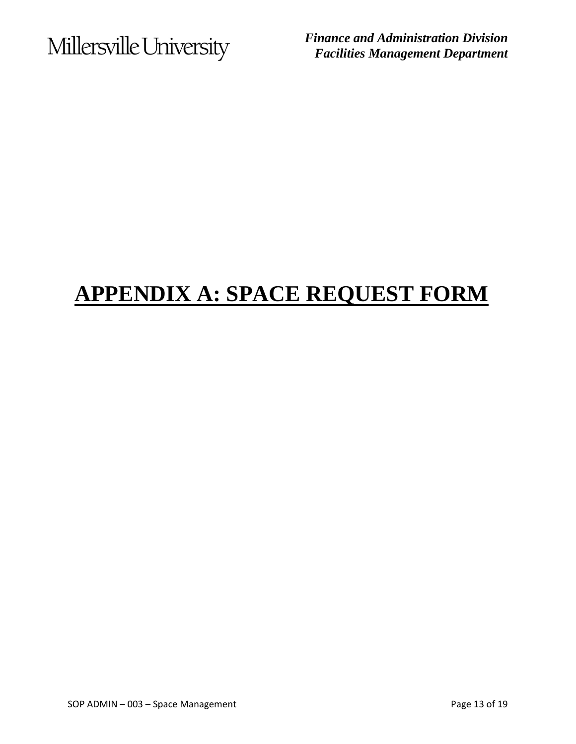# APPENDIX A: SPACE REQUEST FORM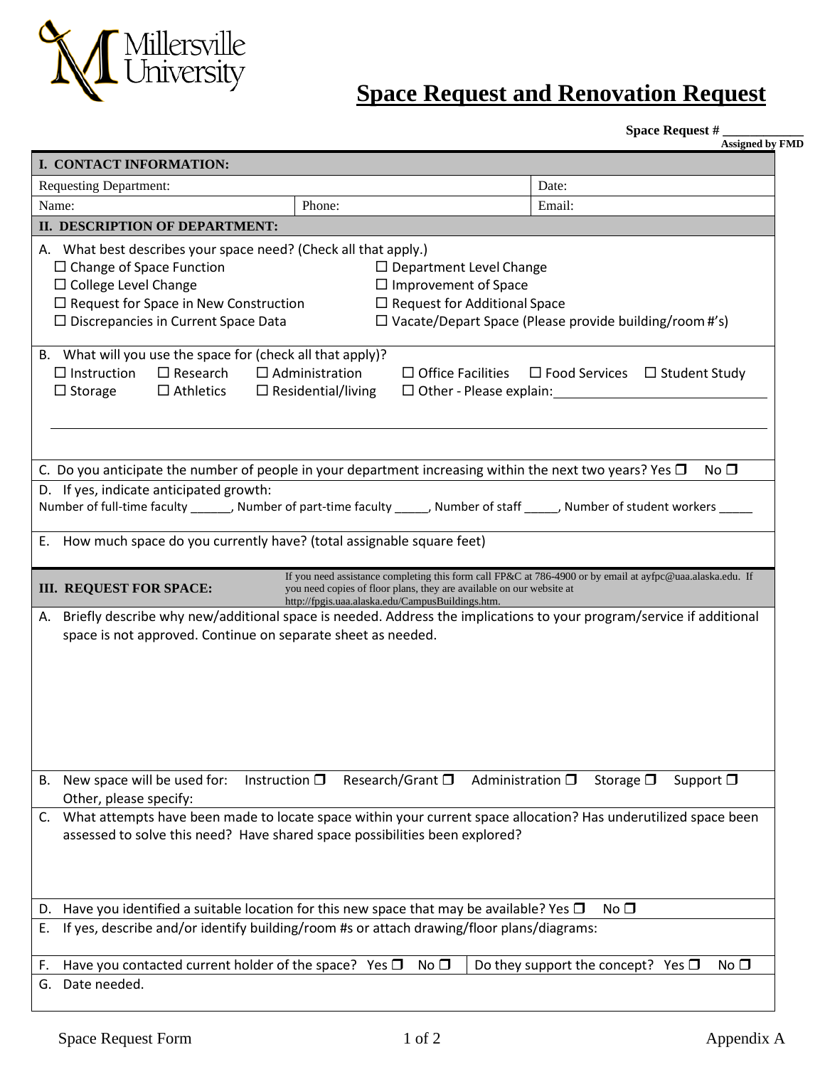# Space Request and Renovation Request

**Space Request # ____________**
**Assigned by FMD**

| **I. CONTACT INFORMATION:** | | |
|---|---|---|
| Requesting Department: | | Date: |
| Name: | Phone: | Email: |

**II. DESCRIPTION OF DEPARTMENT:**

A. What best describes your space need? (Check all that apply.)

☐ Change of Space Function ☐ Department Level Change
☐ College Level Change ☐ Improvement of Space
☐ Request for Space in New Construction ☐ Request for Additional Space
☐ Discrepancies in Current Space Data ☐ Vacate/Depart Space (Please provide building/room #'s)

B. What will you use the space for (check all that apply)?

☐ Instruction ☐ Research ☐ Administration ☐ Office Facilities ☐ Food Services ☐ Student Study
☐ Storage ☐ Athletics ☐ Residential/living ☐ Other - Please explain:______________________________

_______________________________________________________________________________

C. Do you anticipate the number of people in your department increasing within the next two years? Yes ❐ No ❐

D. If yes, indicate anticipated growth:
Number of full-time faculty ______, Number of part-time faculty _____, Number of staff _____, Number of student workers _____

E. How much space do you currently have? (total assignable square feet)

**III. REQUEST FOR SPACE:** If you need assistance completing this form call FP&C at 786-4900 or by email at ayfpc@uaa.alaska.edu. If you need copies of floor plans, they are available on our website at http://fpgis.uaa.alaska.edu/CampusBuildings.htm.

A. Briefly describe why new/additional space is needed. Address the implications to your program/service if additional space is not approved. Continue on separate sheet as needed.

B. New space will be used for: Instruction ❐ Research/Grant ❐ Administration ❐ Storage ❐ Support ❐
Other, please specify:

C. What attempts have been made to locate space within your current space allocation? Has underutilized space been assessed to solve this need? Have shared space possibilities been explored?

D. Have you identified a suitable location for this new space that may be available? Yes ❐ No ❐

E. If yes, describe and/or identify building/room #s or attach drawing/floor plans/diagrams:

F. Have you contacted current holder of the space? Yes ❐ No ❐ | Do they support the concept? Yes ❐ No ❐

G. Date needed.

Space Request Form Appendix A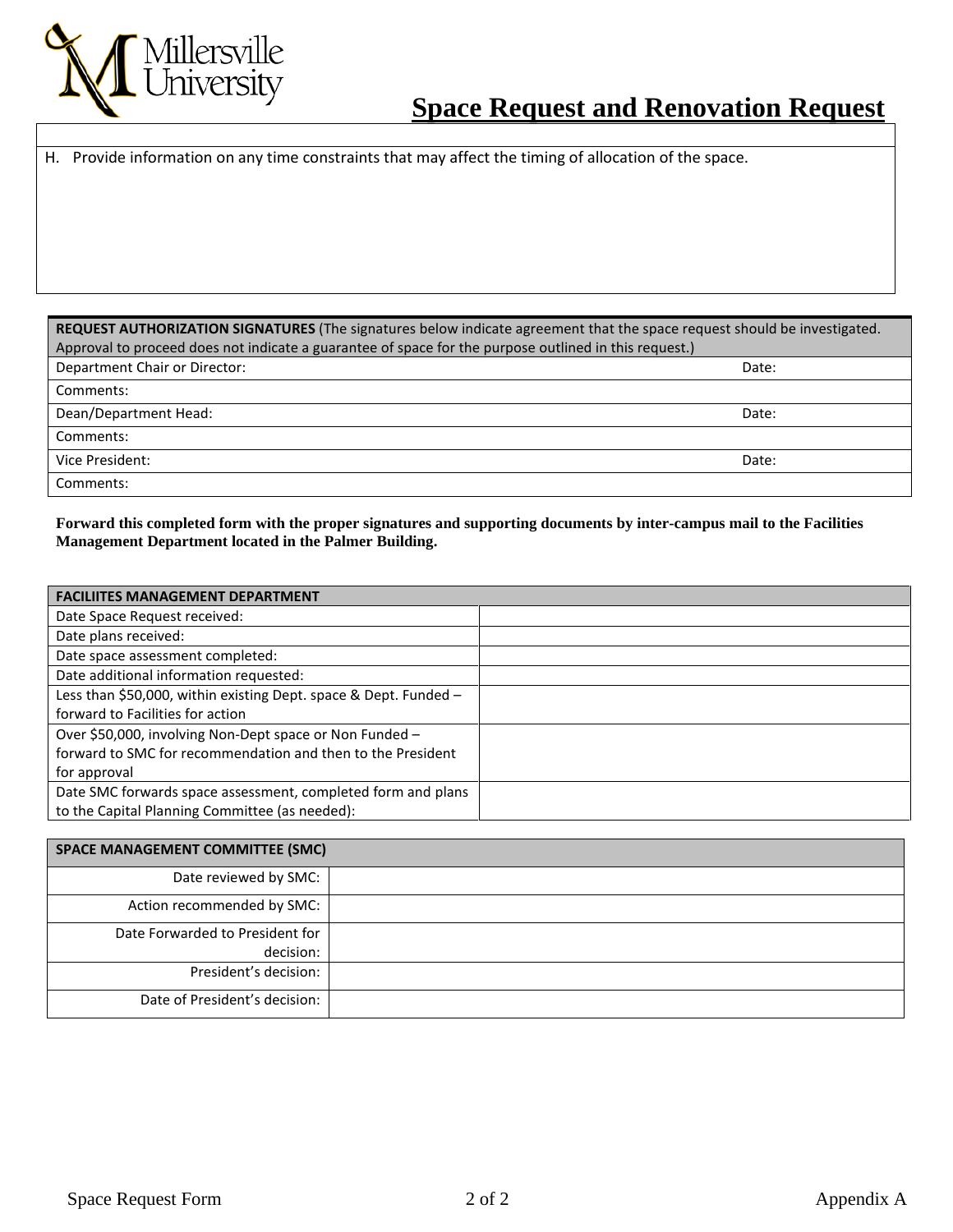# Space Request and Renovation Request

H. Provide information on any time constraints that may affect the timing of allocation of the space.

| **REQUEST AUTHORIZATION SIGNATURES** (The signatures below indicate agreement that the space request should be investigated. Approval to proceed does not indicate a guarantee of space for the purpose outlined in this request.) | |
|---|---|
| Department Chair or Director: | Date: |
| Comments: | |
| Dean/Department Head: | Date: |
| Comments: | |
| Vice President: | Date: |
| Comments: | |

**Forward this completed form with the proper signatures and supporting documents by inter-campus mail to the Facilities Management Department located in the Palmer Building.**

| **FACILIITES MANAGEMENT DEPARTMENT** | |
|---|---|
| Date Space Request received: | |
| Date plans received: | |
| Date space assessment completed: | |
| Date additional information requested: | |
| Less than $50,000, within existing Dept. space & Dept. Funded – forward to Facilities for action | |
| Over $50,000, involving Non-Dept space or Non Funded – forward to SMC for recommendation and then to the President for approval | |
| Date SMC forwards space assessment, completed form and plans to the Capital Planning Committee (as needed): | |

| **SPACE MANAGEMENT COMMITTEE (SMC)** | |
|---|---|
| Date reviewed by SMC: | |
| Action recommended by SMC: | |
| Date Forwarded to President for decision: | |
| President's decision: | |
| Date of President's decision: | |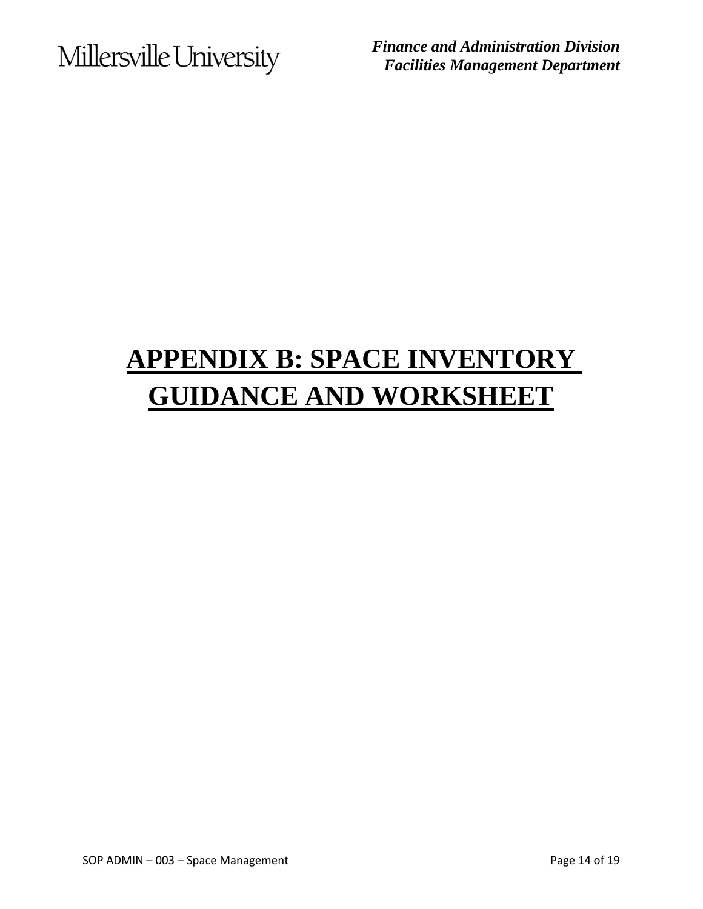# APPENDIX B: SPACE INVENTORY GUIDANCE AND WORKSHEET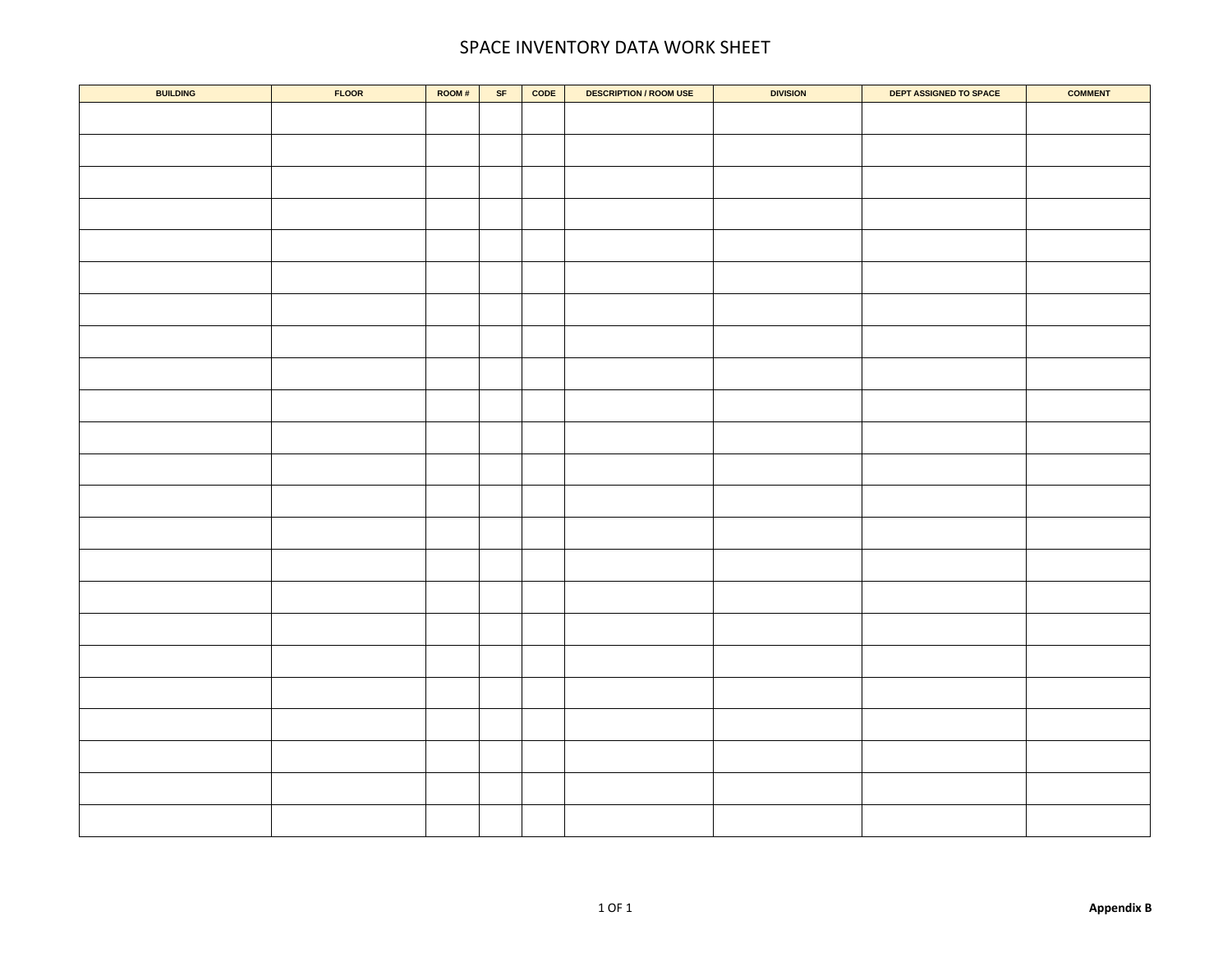# SPACE INVENTORY DATA WORK SHEET

| BUILDING | FLOOR | ROOM # | SF | CODE | DESCRIPTION / ROOM USE | DIVISION | DEPT ASSIGNED TO SPACE | COMMENT |
|---|---|---|---|---|---|---|---|---|
| | | | | | | | | |
| | | | | | | | | |
| | | | | | | | | |
| | | | | | | | | |
| | | | | | | | | |
| | | | | | | | | |
| | | | | | | | | |
| | | | | | | | | |
| | | | | | | | | |
| | | | | | | | | |
| | | | | | | | | |
| | | | | | | | | |
| | | | | | | | | |
| | | | | | | | | |
| | | | | | | | | |
| | | | | | | | | |
| | | | | | | | | |
| | | | | | | | | |
| | | | | | | | | |
| | | | | | | | | |
| | | | | | | | | |
| | | | | | | | | |
| | | | | | | | | |

**Appendix B**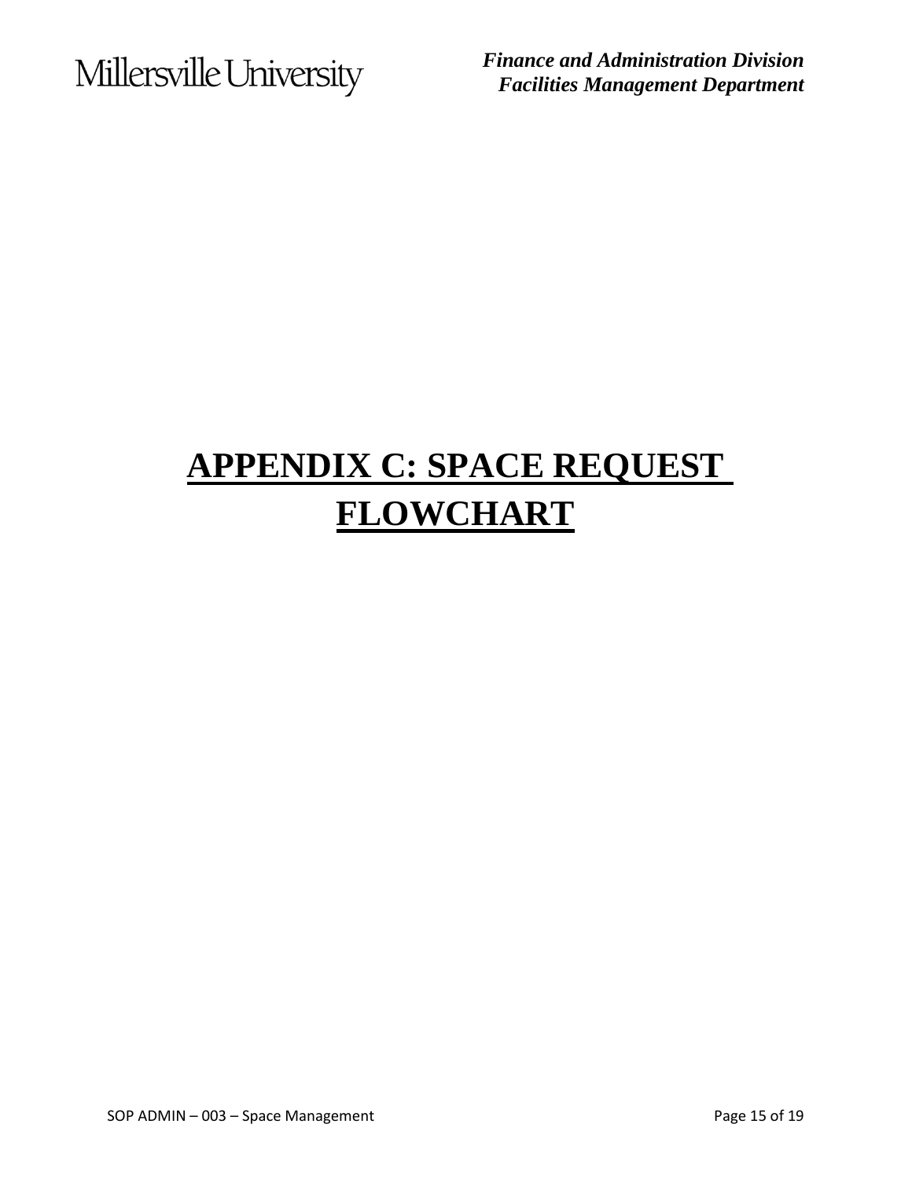# APPENDIX C: SPACE REQUEST FLOWCHART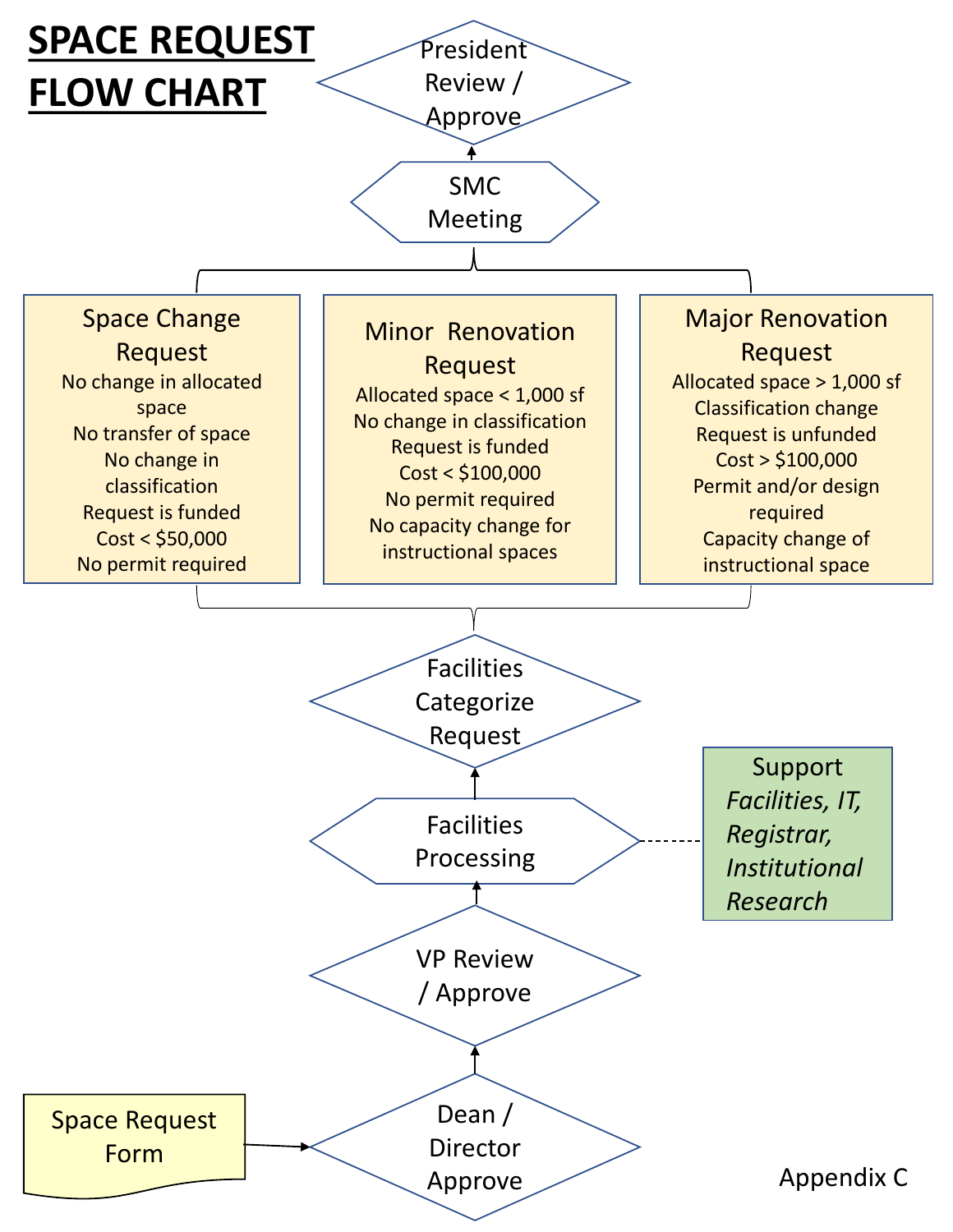# SPACE REQUEST FLOW CHART

President Review / Approve

SMC Meeting

**Space Change Request**
- No change in allocated space
- No transfer of space
- No change in classification
- Request is funded
- Cost < $50,000
- No permit required

**Minor Renovation Request**
- Allocated space < 1,000 sf
- No change in classification
- Request is funded
- Cost < $100,000
- No permit required
- No capacity change for instructional spaces

**Major Renovation Request**
- Allocated space > 1,000 sf
- Classification change
- Request is unfunded
- Cost > $100,000
- Permit and/or design required
- Capacity change of instructional space

Facilities Categorize Request

Facilities Processing

Support
*Facilities, IT, Registrar, Institutional Research*

VP Review / Approve

Dean / Director Approve

Space Request Form

Appendix C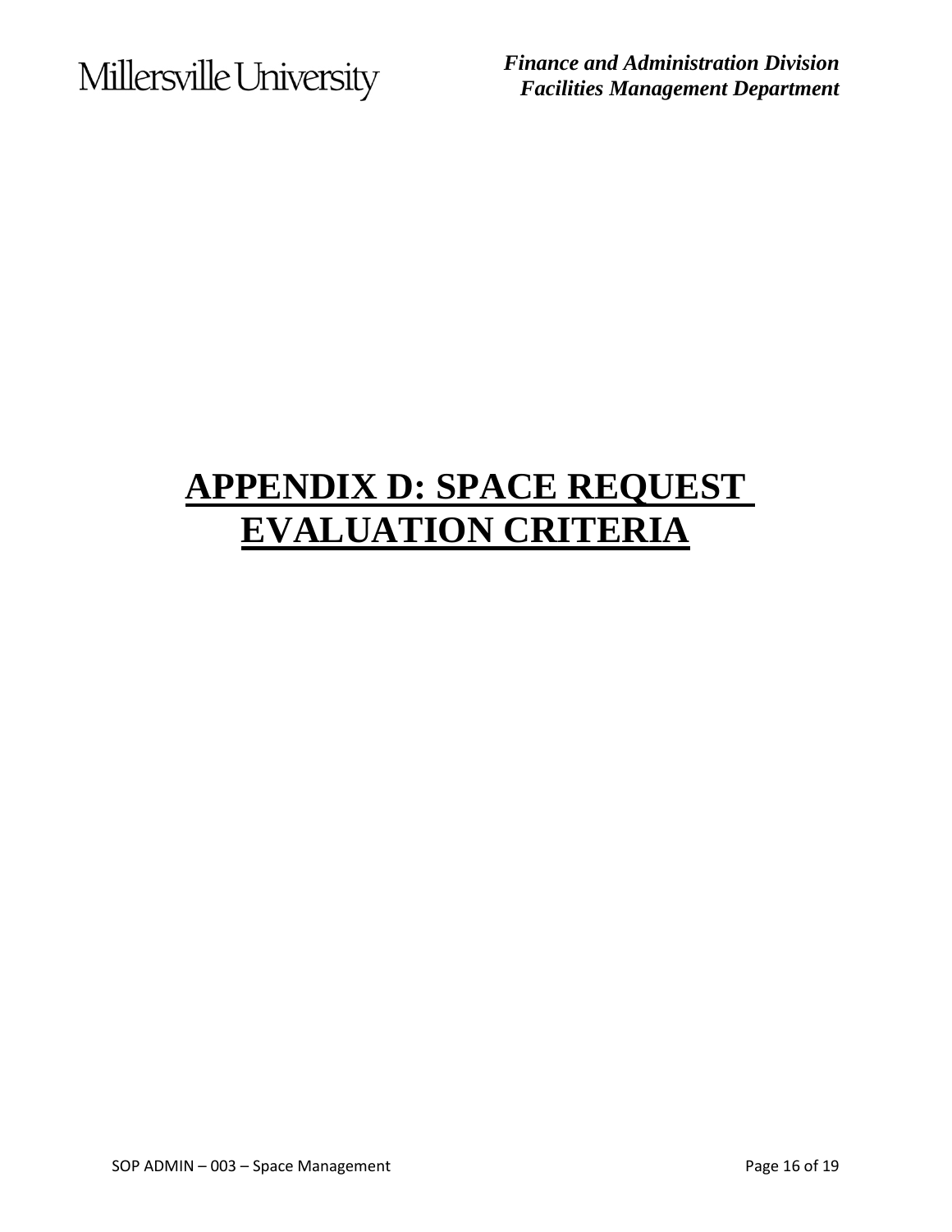# APPENDIX D: SPACE REQUEST EVALUATION CRITERIA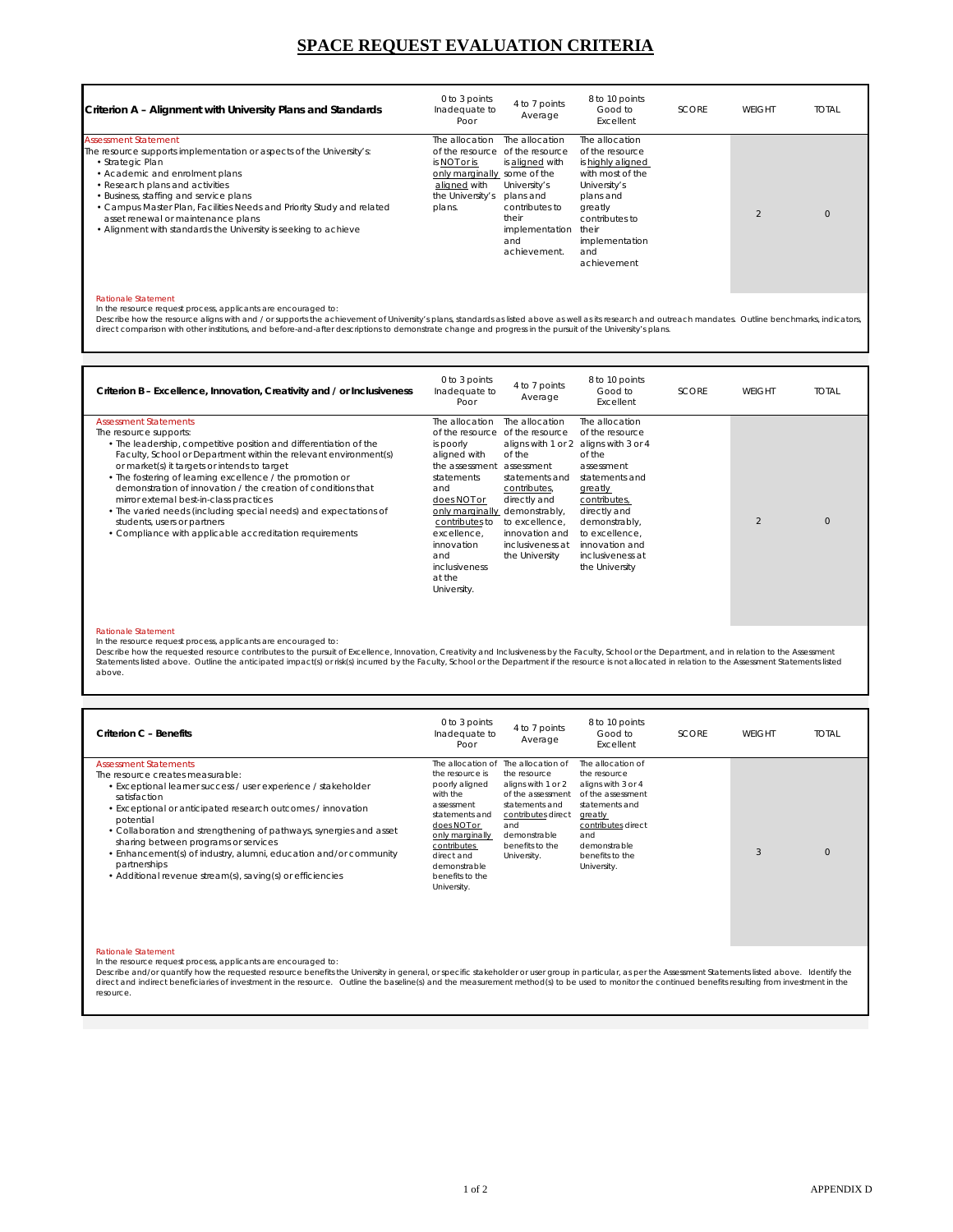# SPACE REQUEST EVALUATION CRITERIA

| Criterion A – Alignment with University Plans and Standards | 0 to 3 points Inadequate to Poor | 4 to 7 points Average | 8 to 10 points Good to Excellent | SCORE | WEIGHT | TOTAL |
|---|---|---|---|---|---|---|
| Assessment Statement<br>The resource supports implementation or aspects of the University's:<br>• Strategic Plan<br>• Academic and enrolment plans<br>• Research plans and activities<br>• Business, staffing and service plans<br>• Campus Master Plan, Facilities Needs and Priority Study and related asset renewal or maintenance plans<br>• Alignment with standards the University is seeking to achieve | The allocation of the resource is NOT or is only marginally aligned with the University's plans. | The allocation of the resource is aligned with some of the University's plans and contributes to their implementation and achievement. | The allocation of the resource is highly aligned with most of the University's plans and greatly contributes to their implementation and achievement | | 2 | 0 |

Rationale Statement
In the resource request process, applicants are encouraged to:
Describe how the resource aligns with and / or supports the achievement of University's plans, standards as listed above as well as its research and outreach mandates. Outline benchmarks, indicators, direct comparison with other institutions, and before-and-after descriptions to demonstrate change and progress in the pursuit of the University's plans.

| Criterion B – Excellence, Innovation, Creativity and / or Inclusiveness | 0 to 3 points Inadequate to Poor | 4 to 7 points Average | 8 to 10 points Good to Excellent | SCORE | WEIGHT | TOTAL |
|---|---|---|---|---|---|---|
| Assessment Statements<br>The resource supports:<br>• The leadership, competitive position and differentiation of the Faculty, School or Department within the relevant environment(s) or market(s) it targets or intends to target<br>• The fostering of learning excellence / the promotion or demonstration of innovation / the creation of conditions that mirror external best-in-class practices<br>• The varied needs (including special needs) and expectations of students, users or partners<br>• Compliance with applicable accreditation requirements | The allocation of the resource is poorly aligned with the assessment statements and does NOT or only marginally contributes to excellence, innovation and inclusiveness at the University. | The allocation of the resource aligns with 1 or 2 of the assessment statements and contributes, directly and demonstrably, to excellence, innovation and inclusiveness at the University | The allocation of the resource aligns with 3 or 4 of the assessment statements and greatly contributes, directly and demonstrably, to excellence, innovation and inclusiveness at the University | | 2 | 0 |

Rationale Statement
In the resource request process, applicants are encouraged to:
Describe how the requested resource contributes to the pursuit of Excellence, Innovation, Creativity and Inclusiveness by the Faculty, School or the Department, and in relation to the Assessment Statements listed above. Outline the anticipated impact(s) or risk(s) incurred by the Faculty, School or the Department if the resource is not allocated in relation to the Assessment Statements listed above.

| Criterion C – Benefits | 0 to 3 points Inadequate to Poor | 4 to 7 points Average | 8 to 10 points Good to Excellent | SCORE | WEIGHT | TOTAL |
|---|---|---|---|---|---|---|
| Assessment Statements<br>The resource creates measurable:<br>• Exceptional learner success / user experience / stakeholder satisfaction<br>• Exceptional or anticipated research outcomes / innovation potential<br>• Collaboration and strengthening of pathways, synergies and asset sharing between programs or services<br>• Enhancement(s) of industry, alumni, education and/or community partnerships<br>• Additional revenue stream(s), saving(s) or efficiencies | The allocation of the resource is poorly aligned with the assessment statements and does NOT or only marginally contributes direct and demonstrable benefits to the University. | The allocation of the resource aligns with 1 or 2 of the assessment statements and contributes direct and demonstrable benefits to the University. | The allocation of the resource aligns with 3 or 4 of the assessment statements and greatly contributes direct and demonstrable benefits to the University. | | 3 | 0 |

Rationale Statement
In the resource request process, applicants are encouraged to:
Describe and/or quantify how the requested resource benefits the University in general, or specific stakeholder or user group in particular, as per the Assessment Statements listed above. Identify the direct and indirect beneficiaries of investment in the resource. Outline the baseline(s) and the measurement method(s) to be used to monitor the continued benefits resulting from investment in the resource.

APPENDIX D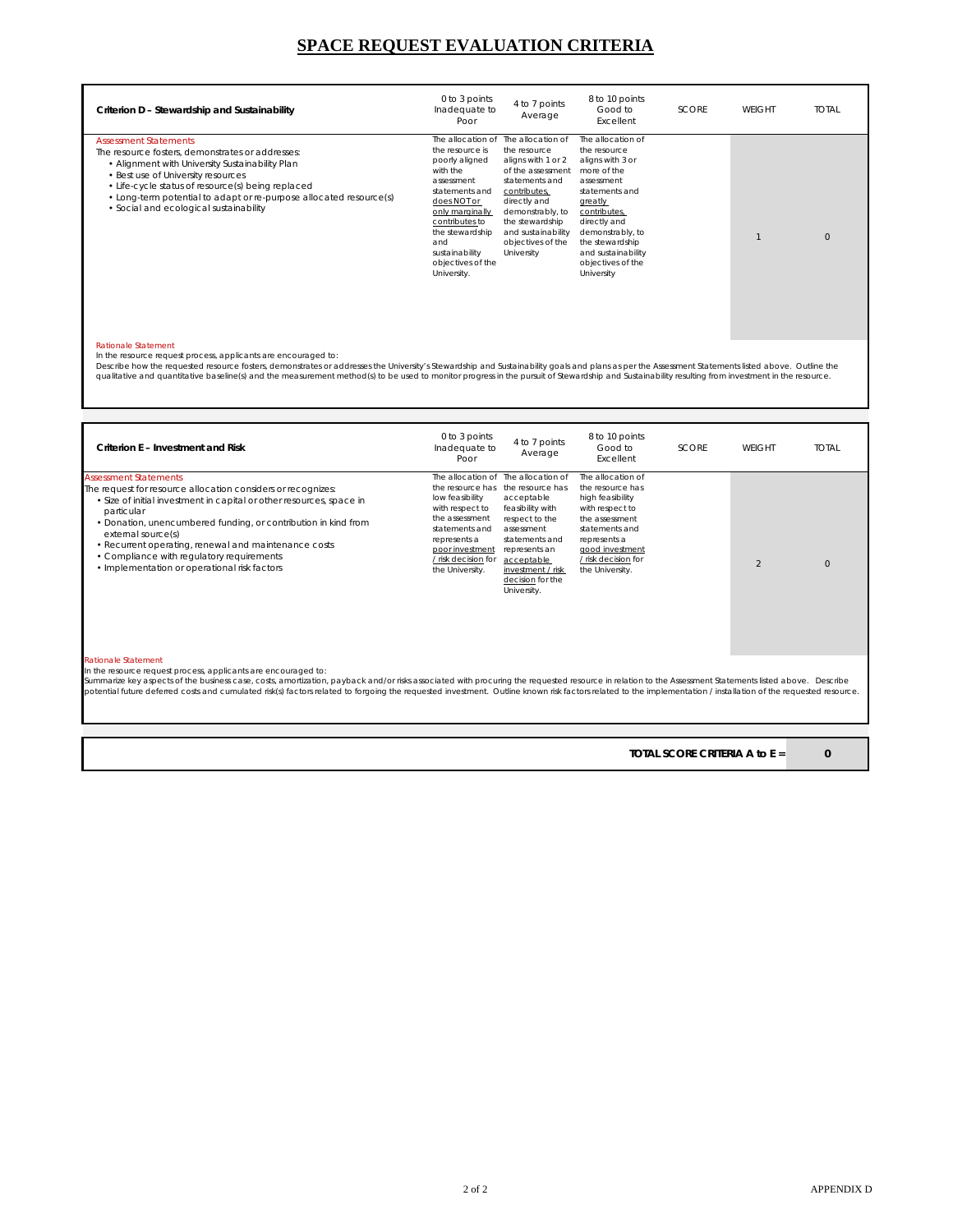# SPACE REQUEST EVALUATION CRITERIA

| Criterion D – Stewardship and Sustainability | 0 to 3 points Inadequate to Poor | 4 to 7 points Average | 8 to 10 points Good to Excellent | SCORE | WEIGHT | TOTAL |
|---|---|---|---|---|---|---|
| Assessment Statements<br>The resource fosters, demonstrates or addresses:<br>• Alignment with University Sustainability Plan<br>• Best use of University resources<br>• Life-cycle status of resource(s) being replaced<br>• Long-term potential to adapt or re-purpose allocated resource(s)<br>• Social and ecological sustainability | The allocation of the resource is poorly aligned with the assessment statements and does NOT or only marginally contributes to the stewardship and sustainability objectives of the University. | The allocation of the resource aligns with 1 or 2 of the assessment statements and contributes, directly and demonstrably, to the stewardship and sustainability objectives of the University | The allocation of the resource aligns with 3 or more of the assessment statements and greatly contributes, directly and demonstrably, to the stewardship and sustainability objectives of the University | | 1 | 0 |

Rationale Statement
In the resource request process, applicants are encouraged to:
Describe how the requested resource fosters, demonstrates or addresses the University's Stewardship and Sustainability goals and plans as per the Assessment Statements listed above. Outline the qualitative and quantitative baseline(s) and the measurement method(s) to be used to monitor progress in the pursuit of Stewardship and Sustainability resulting from investment in the resource.

| Criterion E – Investment and Risk | 0 to 3 points Inadequate to Poor | 4 to 7 points Average | 8 to 10 points Good to Excellent | SCORE | WEIGHT | TOTAL |
|---|---|---|---|---|---|---|
| Assessment Statements<br>The request for resource allocation considers or recognizes:<br>• Size of initial investment in capital or other resources, space in particular<br>• Donation, unencumbered funding, or contribution in kind from external source(s)<br>• Recurrent operating, renewal and maintenance costs<br>• Compliance with regulatory requirements<br>• Implementation or operational risk factors | The allocation of the resource has low feasibility with respect to the assessment statements and represents a poor investment / risk decision for the University. | The allocation of the resource has acceptable feasibility with respect to the assessment statements and represents an acceptable investment / risk decision for the University. | The allocation of the resource has high feasibility with respect to the assessment statements and represents a good investment / risk decision for the University. | | 2 | 0 |

Rationale Statement
In the resource request process, applicants are encouraged to:
Summarize key aspects of the business case, costs, amortization, payback and/or risks associated with procuring the requested resource in relation to the Assessment Statements listed above. Describe potential future deferred costs and cumulated risk(s) factors related to forgoing the requested investment. Outline known risk factors related to the implementation / installation of the requested resource.

| TOTAL SCORE CRITERIA A to E = | 0 |
|---|---|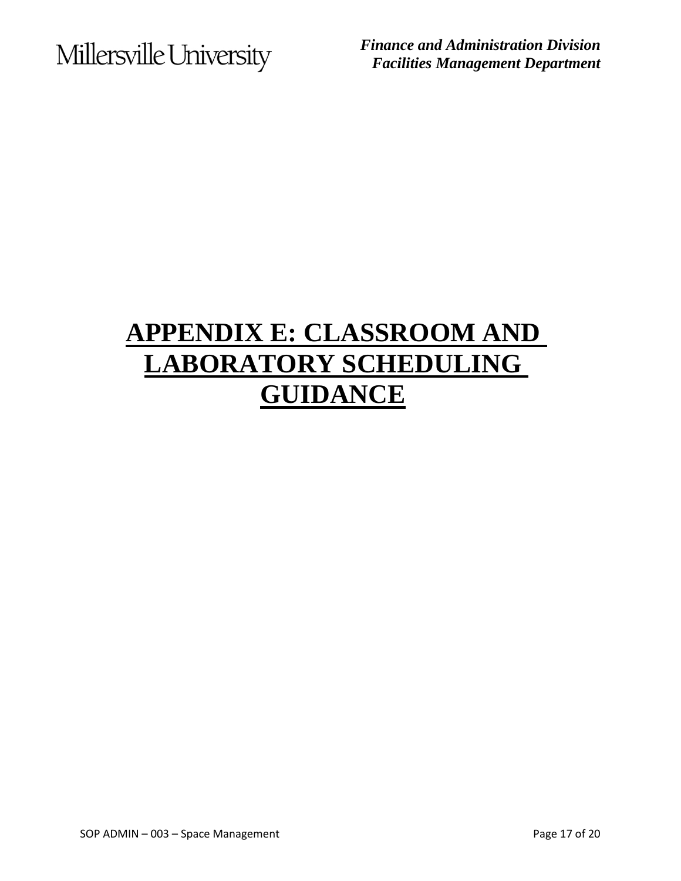# APPENDIX E: CLASSROOM AND LABORATORY SCHEDULING GUIDANCE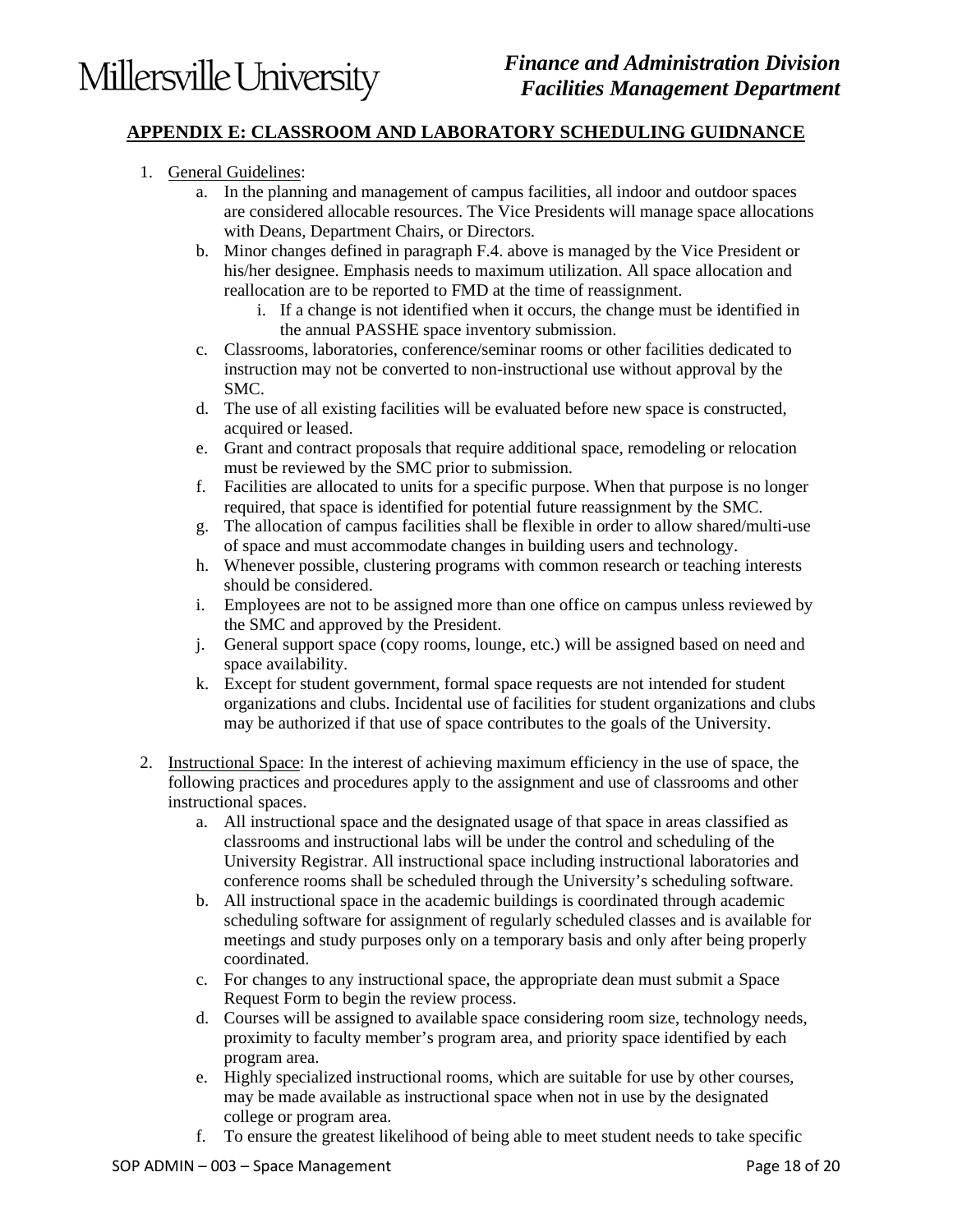## APPENDIX E: CLASSROOM AND LABORATORY SCHEDULING GUIDNANCE

1. General Guidelines:
   a. In the planning and management of campus facilities, all indoor and outdoor spaces are considered allocable resources. The Vice Presidents will manage space allocations with Deans, Department Chairs, or Directors.
   b. Minor changes defined in paragraph F.4. above is managed by the Vice President or his/her designee. Emphasis needs to maximum utilization. All space allocation and reallocation are to be reported to FMD at the time of reassignment.
      i. If a change is not identified when it occurs, the change must be identified in the annual PASSHE space inventory submission.
   c. Classrooms, laboratories, conference/seminar rooms or other facilities dedicated to instruction may not be converted to non-instructional use without approval by the SMC.
   d. The use of all existing facilities will be evaluated before new space is constructed, acquired or leased.
   e. Grant and contract proposals that require additional space, remodeling or relocation must be reviewed by the SMC prior to submission.
   f. Facilities are allocated to units for a specific purpose. When that purpose is no longer required, that space is identified for potential future reassignment by the SMC.
   g. The allocation of campus facilities shall be flexible in order to allow shared/multi-use of space and must accommodate changes in building users and technology.
   h. Whenever possible, clustering programs with common research or teaching interests should be considered.
   i. Employees are not to be assigned more than one office on campus unless reviewed by the SMC and approved by the President.
   j. General support space (copy rooms, lounge, etc.) will be assigned based on need and space availability.
   k. Except for student government, formal space requests are not intended for student organizations and clubs. Incidental use of facilities for student organizations and clubs may be authorized if that use of space contributes to the goals of the University.

2. Instructional Space: In the interest of achieving maximum efficiency in the use of space, the following practices and procedures apply to the assignment and use of classrooms and other instructional spaces.
   a. All instructional space and the designated usage of that space in areas classified as classrooms and instructional labs will be under the control and scheduling of the University Registrar. All instructional space including instructional laboratories and conference rooms shall be scheduled through the University's scheduling software.
   b. All instructional space in the academic buildings is coordinated through academic scheduling software for assignment of regularly scheduled classes and is available for meetings and study purposes only on a temporary basis and only after being properly coordinated.
   c. For changes to any instructional space, the appropriate dean must submit a Space Request Form to begin the review process.
   d. Courses will be assigned to available space considering room size, technology needs, proximity to faculty member's program area, and priority space identified by each program area.
   e. Highly specialized instructional rooms, which are suitable for use by other courses, may be made available as instructional space when not in use by the designated college or program area.
   f. To ensure the greatest likelihood of being able to meet student needs to take specific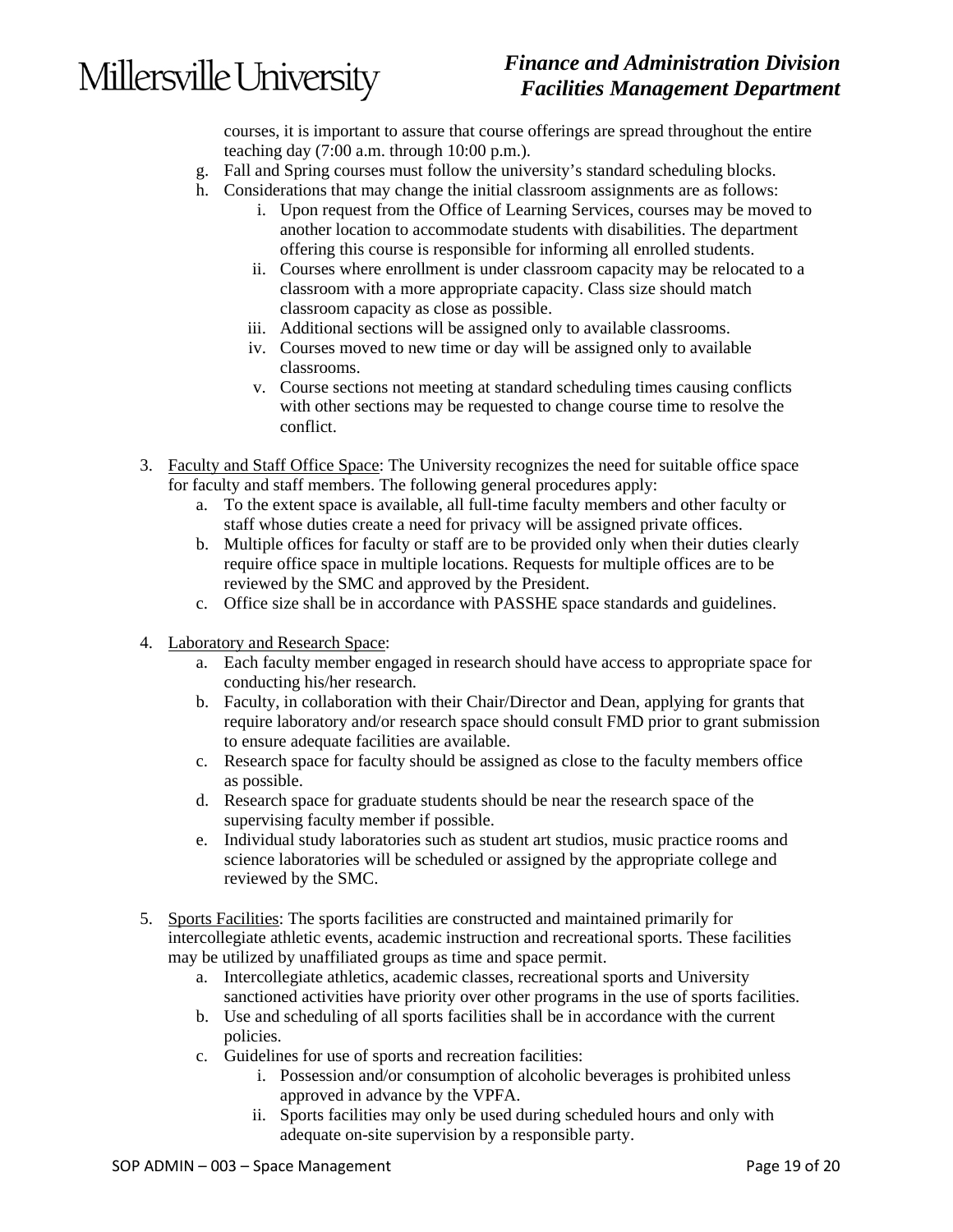courses, it is important to assure that course offerings are spread throughout the entire teaching day (7:00 a.m. through 10:00 p.m.).

   g. Fall and Spring courses must follow the university's standard scheduling blocks.
   h. Considerations that may change the initial classroom assignments are as follows:
      i. Upon request from the Office of Learning Services, courses may be moved to another location to accommodate students with disabilities. The department offering this course is responsible for informing all enrolled students.
      ii. Courses where enrollment is under classroom capacity may be relocated to a classroom with a more appropriate capacity. Class size should match classroom capacity as close as possible.
      iii. Additional sections will be assigned only to available classrooms.
      iv. Courses moved to new time or day will be assigned only to available classrooms.
      v. Course sections not meeting at standard scheduling times causing conflicts with other sections may be requested to change course time to resolve the conflict.

3. <u>Faculty and Staff Office Space</u>: The University recognizes the need for suitable office space for faculty and staff members. The following general procedures apply:
   a. To the extent space is available, all full-time faculty members and other faculty or staff whose duties create a need for privacy will be assigned private offices.
   b. Multiple offices for faculty or staff are to be provided only when their duties clearly require office space in multiple locations. Requests for multiple offices are to be reviewed by the SMC and approved by the President.
   c. Office size shall be in accordance with PASSHE space standards and guidelines.

4. <u>Laboratory and Research Space</u>:
   a. Each faculty member engaged in research should have access to appropriate space for conducting his/her research.
   b. Faculty, in collaboration with their Chair/Director and Dean, applying for grants that require laboratory and/or research space should consult FMD prior to grant submission to ensure adequate facilities are available.
   c. Research space for faculty should be assigned as close to the faculty members office as possible.
   d. Research space for graduate students should be near the research space of the supervising faculty member if possible.
   e. Individual study laboratories such as student art studios, music practice rooms and science laboratories will be scheduled or assigned by the appropriate college and reviewed by the SMC.

5. <u>Sports Facilities</u>: The sports facilities are constructed and maintained primarily for intercollegiate athletic events, academic instruction and recreational sports. These facilities may be utilized by unaffiliated groups as time and space permit.
   a. Intercollegiate athletics, academic classes, recreational sports and University sanctioned activities have priority over other programs in the use of sports facilities.
   b. Use and scheduling of all sports facilities shall be in accordance with the current policies.
   c. Guidelines for use of sports and recreation facilities:
      i. Possession and/or consumption of alcoholic beverages is prohibited unless approved in advance by the VPFA.
      ii. Sports facilities may only be used during scheduled hours and only with adequate on-site supervision by a responsible party.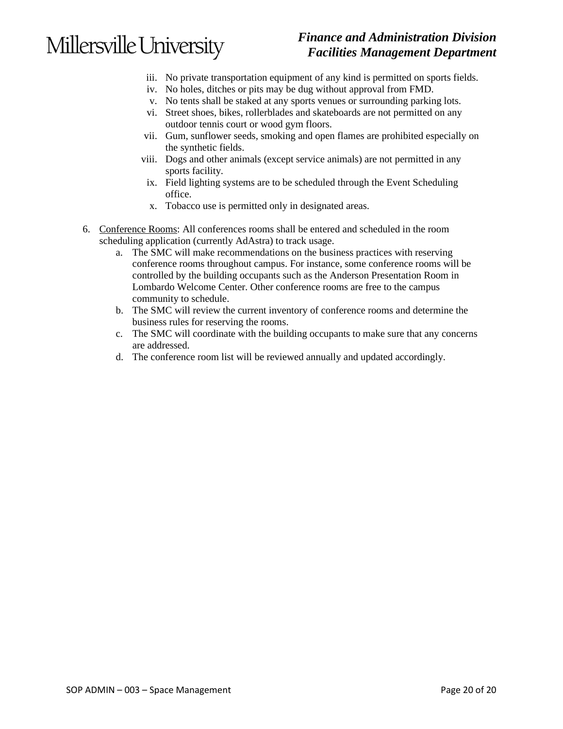iii. No private transportation equipment of any kind is permitted on sports fields.
iv. No holes, ditches or pits may be dug without approval from FMD.
v. No tents shall be staked at any sports venues or surrounding parking lots.
vi. Street shoes, bikes, rollerblades and skateboards are not permitted on any outdoor tennis court or wood gym floors.
vii. Gum, sunflower seeds, smoking and open flames are prohibited especially on the synthetic fields.
viii. Dogs and other animals (except service animals) are not permitted in any sports facility.
ix. Field lighting systems are to be scheduled through the Event Scheduling office.
x. Tobacco use is permitted only in designated areas.

6. <u>Conference Rooms</u>: All conferences rooms shall be entered and scheduled in the room scheduling application (currently AdAstra) to track usage.
   a. The SMC will make recommendations on the business practices with reserving conference rooms throughout campus. For instance, some conference rooms will be controlled by the building occupants such as the Anderson Presentation Room in Lombardo Welcome Center. Other conference rooms are free to the campus community to schedule.
   b. The SMC will review the current inventory of conference rooms and determine the business rules for reserving the rooms.
   c. The SMC will coordinate with the building occupants to make sure that any concerns are addressed.
   d. The conference room list will be reviewed annually and updated accordingly.